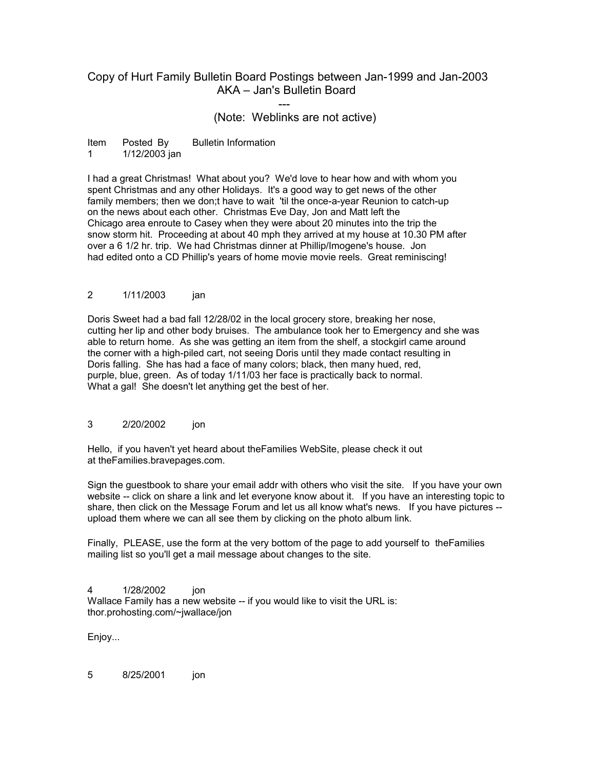# Copy of Hurt Family Bulletin Board Postings between Jan-1999 and Jan-2003
## AKA – Jan's Bulletin Board

---

(Note: Weblinks are not active)

Item Posted By Bulletin Information

1 1/12/2003 jan

I had a great Christmas! What about you? We'd love to hear how and with whom you spent Christmas and any other Holidays. It's a good way to get news of the other family members; then we don;t have to wait 'til the once-a-year Reunion to catch-up on the news about each other. Christmas Eve Day, Jon and Matt left the Chicago area enroute to Casey when they were about 20 minutes into the trip the snow storm hit. Proceeding at about 40 mph they arrived at my house at 10.30 PM after over a 6 1/2 hr. trip. We had Christmas dinner at Phillip/Imogene's house. Jon had edited onto a CD Phillip's years of home movie movie reels. Great reminiscing!

2 1/11/2003 jan

Doris Sweet had a bad fall 12/28/02 in the local grocery store, breaking her nose, cutting her lip and other body bruises. The ambulance took her to Emergency and she was able to return home. As she was getting an item from the shelf, a stockgirl came around the corner with a high-piled cart, not seeing Doris until they made contact resulting in Doris falling. She has had a face of many colors; black, then many hued, red, purple, blue, green. As of today 1/11/03 her face is practically back to normal. What a gal! She doesn't let anything get the best of her.

3 2/20/2002 jon

Hello, if you haven't yet heard about theFamilies WebSite, please check it out at theFamilies.bravepages.com.

Sign the guestbook to share your email addr with others who visit the site. If you have your own website -- click on share a link and let everyone know about it. If you have an interesting topic to share, then click on the Message Forum and let us all know what's news. If you have pictures -- upload them where we can all see them by clicking on the photo album link.

Finally, PLEASE, use the form at the very bottom of the page to add yourself to theFamilies mailing list so you'll get a mail message about changes to the site.

4 1/28/2002 jon

Wallace Family has a new website -- if you would like to visit the URL is: thor.prohosting.com/~jwallace/jon

Enjoy...

5 8/25/2001 jon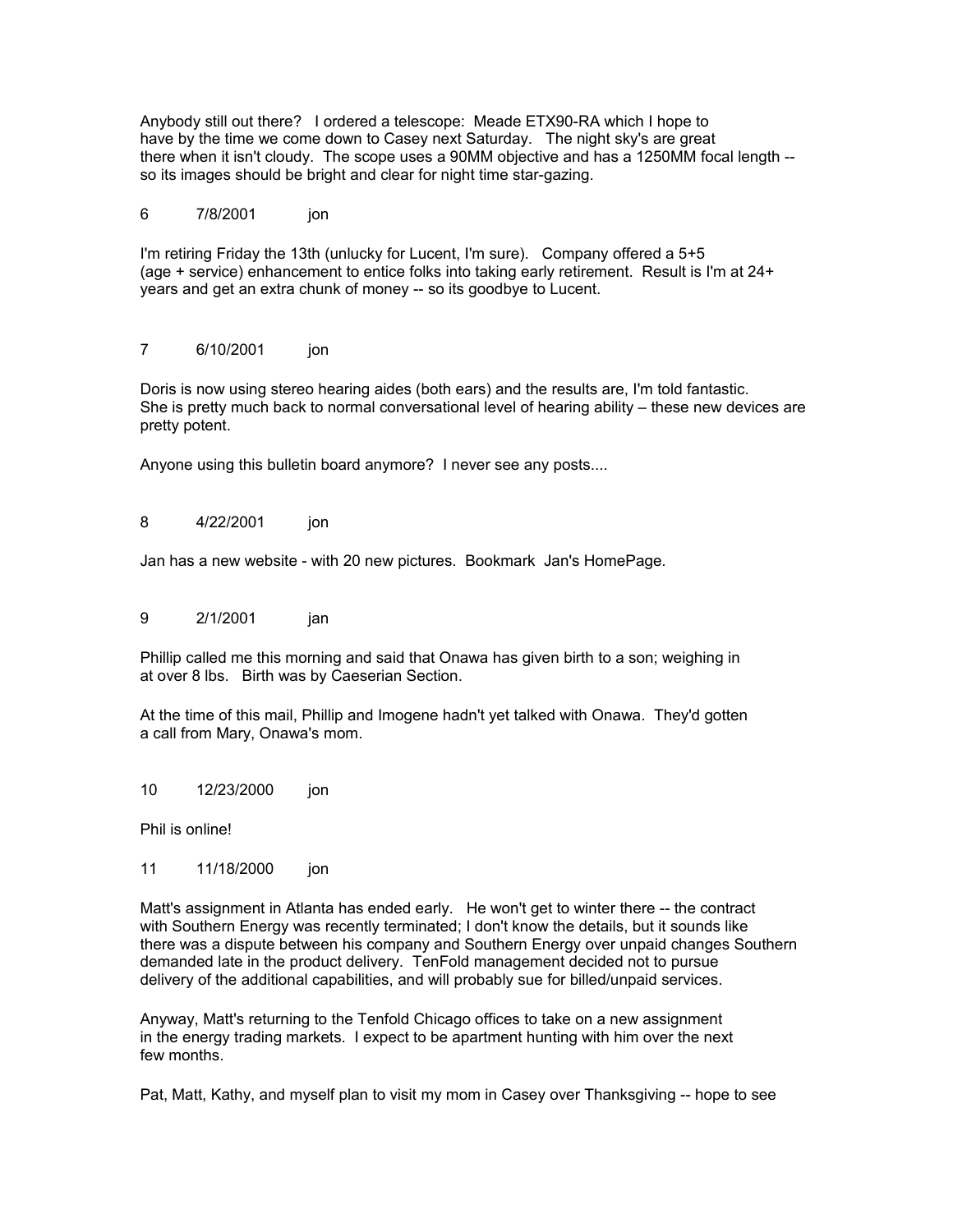Anybody still out there? I ordered a telescope: Meade ETX90-RA which I hope to have by the time we come down to Casey next Saturday. The night sky's are great there when it isn't cloudy. The scope uses a 90MM objective and has a 1250MM focal length -- so its images should be bright and clear for night time star-gazing.

6 7/8/2001 jon

I'm retiring Friday the 13th (unlucky for Lucent, I'm sure). Company offered a 5+5 (age + service) enhancement to entice folks into taking early retirement. Result is I'm at 24+ years and get an extra chunk of money -- so its goodbye to Lucent.

7 6/10/2001 jon

Doris is now using stereo hearing aides (both ears) and the results are, I'm told fantastic. She is pretty much back to normal conversational level of hearing ability – these new devices are pretty potent.

Anyone using this bulletin board anymore? I never see any posts....

8 4/22/2001 jon

Jan has a new website - with 20 new pictures. Bookmark Jan's HomePage.

9 2/1/2001 jan

Phillip called me this morning and said that Onawa has given birth to a son; weighing in at over 8 lbs. Birth was by Caeserian Section.

At the time of this mail, Phillip and Imogene hadn't yet talked with Onawa. They'd gotten a call from Mary, Onawa's mom.

10 12/23/2000 jon

Phil is online!

11 11/18/2000 jon

Matt's assignment in Atlanta has ended early. He won't get to winter there -- the contract with Southern Energy was recently terminated; I don't know the details, but it sounds like there was a dispute between his company and Southern Energy over unpaid changes Southern demanded late in the product delivery. TenFold management decided not to pursue delivery of the additional capabilities, and will probably sue for billed/unpaid services.

Anyway, Matt's returning to the Tenfold Chicago offices to take on a new assignment in the energy trading markets. I expect to be apartment hunting with him over the next few months.

Pat, Matt, Kathy, and myself plan to visit my mom in Casey over Thanksgiving -- hope to see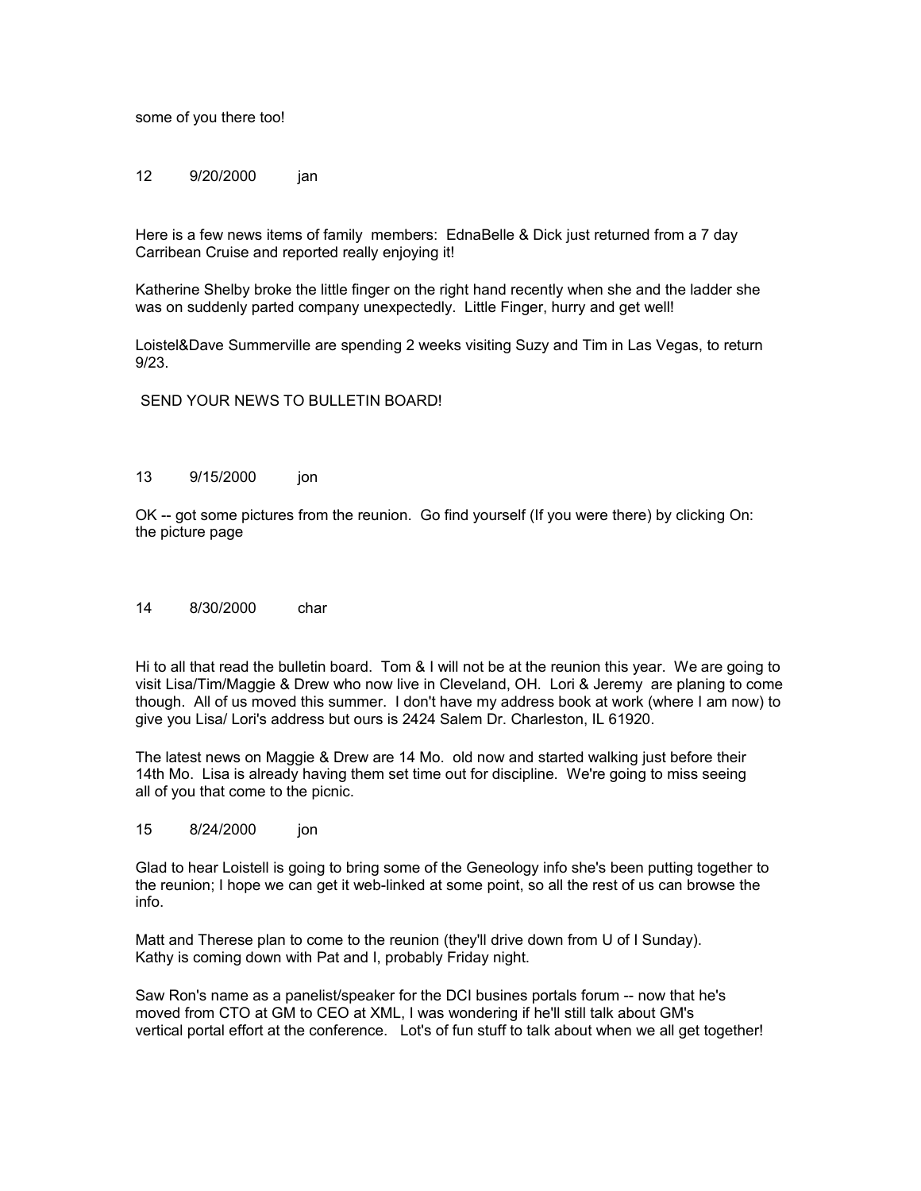some of you there too!

12 9/20/2000 jan

Here is a few news items of family members: EdnaBelle & Dick just returned from a 7 day Carribean Cruise and reported really enjoying it!

Katherine Shelby broke the little finger on the right hand recently when she and the ladder she was on suddenly parted company unexpectedly. Little Finger, hurry and get well!

Loistel&Dave Summerville are spending 2 weeks visiting Suzy and Tim in Las Vegas, to return 9/23.

SEND YOUR NEWS TO BULLETIN BOARD!

13 9/15/2000 jon

OK -- got some pictures from the reunion. Go find yourself (If you were there) by clicking On: the picture page

14 8/30/2000 char

Hi to all that read the bulletin board. Tom & I will not be at the reunion this year. We are going to visit Lisa/Tim/Maggie & Drew who now live in Cleveland, OH. Lori & Jeremy are planing to come though. All of us moved this summer. I don't have my address book at work (where I am now) to give you Lisa/ Lori's address but ours is 2424 Salem Dr. Charleston, IL 61920.

The latest news on Maggie & Drew are 14 Mo. old now and started walking just before their 14th Mo. Lisa is already having them set time out for discipline. We're going to miss seeing all of you that come to the picnic.

15 8/24/2000 jon

Glad to hear Loistell is going to bring some of the Geneology info she's been putting together to the reunion; I hope we can get it web-linked at some point, so all the rest of us can browse the info.

Matt and Therese plan to come to the reunion (they'll drive down from U of I Sunday). Kathy is coming down with Pat and I, probably Friday night.

Saw Ron's name as a panelist/speaker for the DCI busines portals forum -- now that he's moved from CTO at GM to CEO at XML, I was wondering if he'll still talk about GM's vertical portal effort at the conference. Lot's of fun stuff to talk about when we all get together!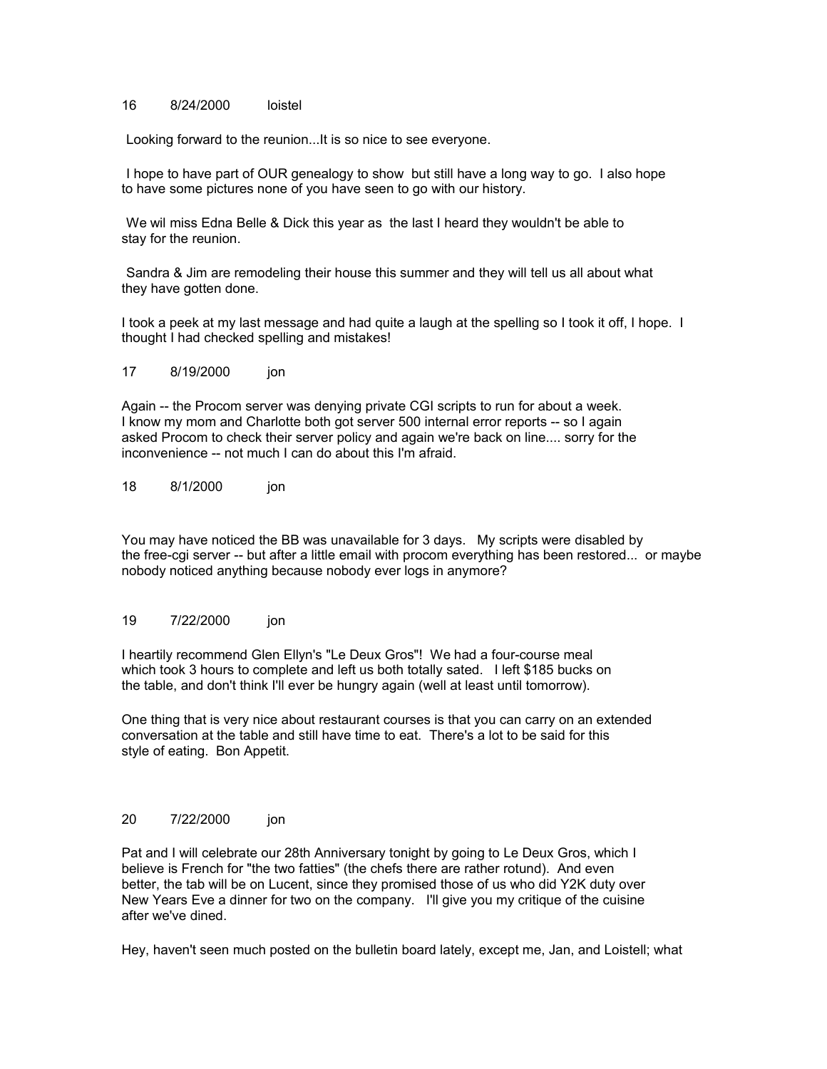16 8/24/2000 loistel

Looking forward to the reunion...It is so nice to see everyone.

I hope to have part of OUR genealogy to show but still have a long way to go. I also hope to have some pictures none of you have seen to go with our history.

We wil miss Edna Belle & Dick this year as the last I heard they wouldn't be able to stay for the reunion.

Sandra & Jim are remodeling their house this summer and they will tell us all about what they have gotten done.

I took a peek at my last message and had quite a laugh at the spelling so I took it off, I hope. I thought I had checked spelling and mistakes!

17 8/19/2000 jon

Again -- the Procom server was denying private CGI scripts to run for about a week. I know my mom and Charlotte both got server 500 internal error reports -- so I again asked Procom to check their server policy and again we're back on line.... sorry for the inconvenience -- not much I can do about this I'm afraid.

18 8/1/2000 jon

You may have noticed the BB was unavailable for 3 days. My scripts were disabled by the free-cgi server -- but after a little email with procom everything has been restored... or maybe nobody noticed anything because nobody ever logs in anymore?

19 7/22/2000 jon

I heartily recommend Glen Ellyn's "Le Deux Gros"! We had a four-course meal which took 3 hours to complete and left us both totally sated. I left $185 bucks on the table, and don't think I'll ever be hungry again (well at least until tomorrow).

One thing that is very nice about restaurant courses is that you can carry on an extended conversation at the table and still have time to eat. There's a lot to be said for this style of eating. Bon Appetit.

20 7/22/2000 jon

Pat and I will celebrate our 28th Anniversary tonight by going to Le Deux Gros, which I believe is French for "the two fatties" (the chefs there are rather rotund). And even better, the tab will be on Lucent, since they promised those of us who did Y2K duty over New Years Eve a dinner for two on the company. I'll give you my critique of the cuisine after we've dined.

Hey, haven't seen much posted on the bulletin board lately, except me, Jan, and Loistell; what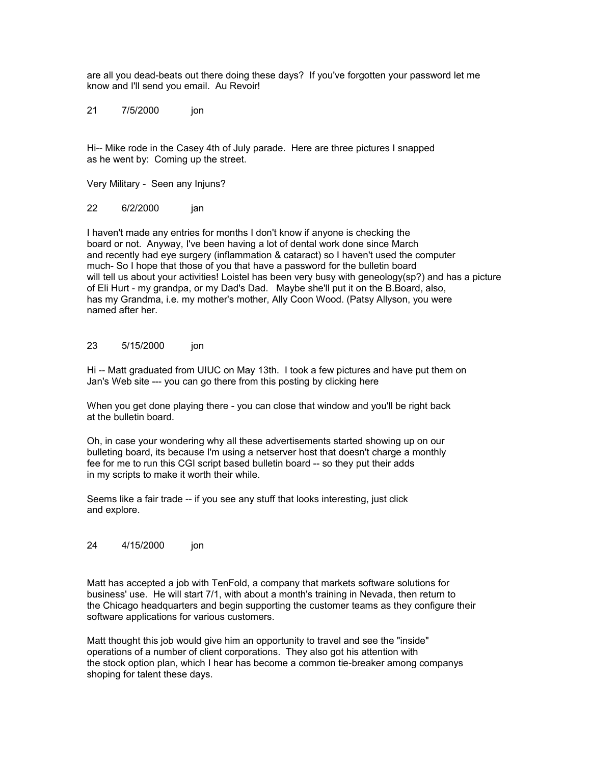are all you dead-beats out there doing these days? If you've forgotten your password let me know and I'll send you email. Au Revoir!

21 7/5/2000 jon

Hi-- Mike rode in the Casey 4th of July parade. Here are three pictures I snapped as he went by: Coming up the street.

Very Military - Seen any Injuns?

22 6/2/2000 jan

I haven't made any entries for months I don't know if anyone is checking the board or not. Anyway, I've been having a lot of dental work done since March and recently had eye surgery (inflammation & cataract) so I haven't used the computer much- So I hope that those of you that have a password for the bulletin board will tell us about your activities! Loistel has been very busy with geneology(sp?) and has a picture of Eli Hurt - my grandpa, or my Dad's Dad. Maybe she'll put it on the B.Board, also, has my Grandma, i.e. my mother's mother, Ally Coon Wood. (Patsy Allyson, you were named after her.

23 5/15/2000 jon

Hi -- Matt graduated from UIUC on May 13th. I took a few pictures and have put them on Jan's Web site --- you can go there from this posting by clicking here

When you get done playing there - you can close that window and you'll be right back at the bulletin board.

Oh, in case your wondering why all these advertisements started showing up on our bulleting board, its because I'm using a netserver host that doesn't charge a monthly fee for me to run this CGI script based bulletin board -- so they put their adds in my scripts to make it worth their while.

Seems like a fair trade -- if you see any stuff that looks interesting, just click and explore.

24 4/15/2000 jon

Matt has accepted a job with TenFold, a company that markets software solutions for business' use. He will start 7/1, with about a month's training in Nevada, then return to the Chicago headquarters and begin supporting the customer teams as they configure their software applications for various customers.

Matt thought this job would give him an opportunity to travel and see the "inside" operations of a number of client corporations. They also got his attention with the stock option plan, which I hear has become a common tie-breaker among companys shoping for talent these days.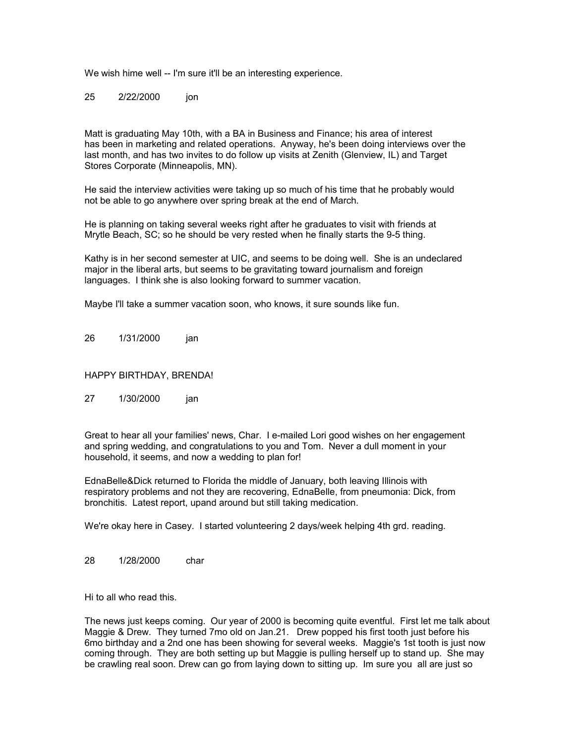We wish hime well -- I'm sure it'll be an interesting experience.

25 2/22/2000 jon

Matt is graduating May 10th, with a BA in Business and Finance; his area of interest has been in marketing and related operations. Anyway, he's been doing interviews over the last month, and has two invites to do follow up visits at Zenith (Glenview, IL) and Target Stores Corporate (Minneapolis, MN).

He said the interview activities were taking up so much of his time that he probably would not be able to go anywhere over spring break at the end of March.

He is planning on taking several weeks right after he graduates to visit with friends at Mrytle Beach, SC; so he should be very rested when he finally starts the 9-5 thing.

Kathy is in her second semester at UIC, and seems to be doing well. She is an undeclared major in the liberal arts, but seems to be gravitating toward journalism and foreign languages. I think she is also looking forward to summer vacation.

Maybe I'll take a summer vacation soon, who knows, it sure sounds like fun.

26 1/31/2000 jan

HAPPY BIRTHDAY, BRENDA!

27 1/30/2000 jan

Great to hear all your families' news, Char. I e-mailed Lori good wishes on her engagement and spring wedding, and congratulations to you and Tom. Never a dull moment in your household, it seems, and now a wedding to plan for!

EdnaBelle&Dick returned to Florida the middle of January, both leaving Illinois with respiratory problems and not they are recovering, EdnaBelle, from pneumonia: Dick, from bronchitis. Latest report, upand around but still taking medication.

We're okay here in Casey. I started volunteering 2 days/week helping 4th grd. reading.

28 1/28/2000 char

Hi to all who read this.

The news just keeps coming. Our year of 2000 is becoming quite eventful. First let me talk about Maggie & Drew. They turned 7mo old on Jan.21. Drew popped his first tooth just before his 6mo birthday and a 2nd one has been showing for several weeks. Maggie's 1st tooth is just now coming through. They are both setting up but Maggie is pulling herself up to stand up. She may be crawling real soon. Drew can go from laying down to sitting up. Im sure you all are just so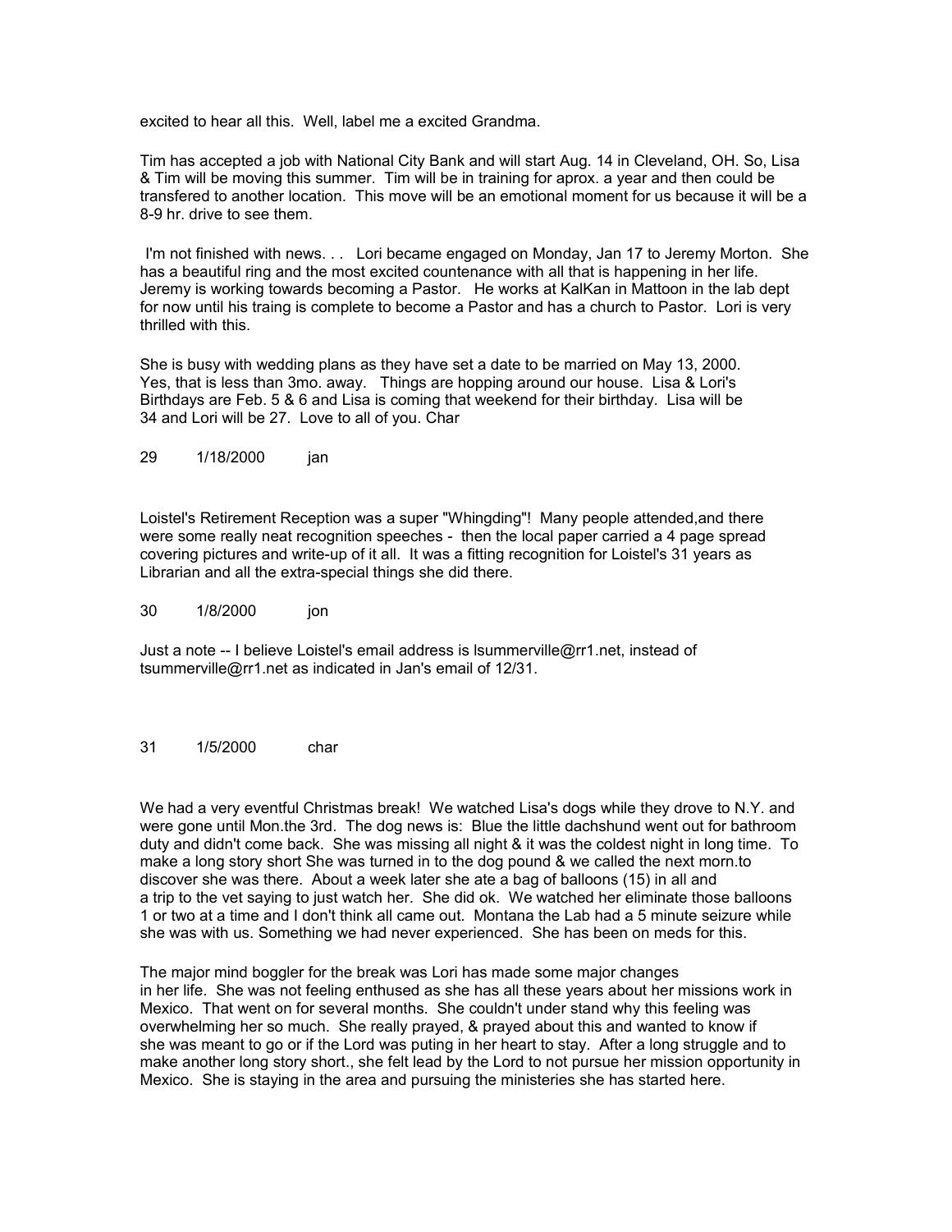excited to hear all this. Well, label me a excited Grandma.

Tim has accepted a job with National City Bank and will start Aug. 14 in Cleveland, OH. So, Lisa & Tim will be moving this summer. Tim will be in training for aprox. a year and then could be transfered to another location. This move will be an emotional moment for us because it will be a 8-9 hr. drive to see them.

I'm not finished with news. . . Lori became engaged on Monday, Jan 17 to Jeremy Morton. She has a beautiful ring and the most excited countenance with all that is happening in her life. Jeremy is working towards becoming a Pastor. He works at KalKan in Mattoon in the lab dept for now until his traing is complete to become a Pastor and has a church to Pastor. Lori is very thrilled with this.

She is busy with wedding plans as they have set a date to be married on May 13, 2000. Yes, that is less than 3mo. away. Things are hopping around our house. Lisa & Lori's Birthdays are Feb. 5 & 6 and Lisa is coming that weekend for their birthday. Lisa will be 34 and Lori will be 27. Love to all of you. Char

29 1/18/2000 jan

Loistel's Retirement Reception was a super "Whingding"! Many people attended,and there were some really neat recognition speeches - then the local paper carried a 4 page spread covering pictures and write-up of it all. It was a fitting recognition for Loistel's 31 years as Librarian and all the extra-special things she did there.

30 1/8/2000 jon

Just a note -- I believe Loistel's email address is lsummerville@rr1.net, instead of tsummerville@rr1.net as indicated in Jan's email of 12/31.

31 1/5/2000 char

We had a very eventful Christmas break! We watched Lisa's dogs while they drove to N.Y. and were gone until Mon.the 3rd. The dog news is: Blue the little dachshund went out for bathroom duty and didn't come back. She was missing all night & it was the coldest night in long time. To make a long story short She was turned in to the dog pound & we called the next morn.to discover she was there. About a week later she ate a bag of balloons (15) in all and a trip to the vet saying to just watch her. She did ok. We watched her eliminate those balloons 1 or two at a time and I don't think all came out. Montana the Lab had a 5 minute seizure while she was with us. Something we had never experienced. She has been on meds for this.

The major mind boggler for the break was Lori has made some major changes in her life. She was not feeling enthused as she has all these years about her missions work in Mexico. That went on for several months. She couldn't under stand why this feeling was overwhelming her so much. She really prayed, & prayed about this and wanted to know if she was meant to go or if the Lord was puting in her heart to stay. After a long struggle and to make another long story short., she felt lead by the Lord to not pursue her mission opportunity in Mexico. She is staying in the area and pursuing the ministeries she has started here.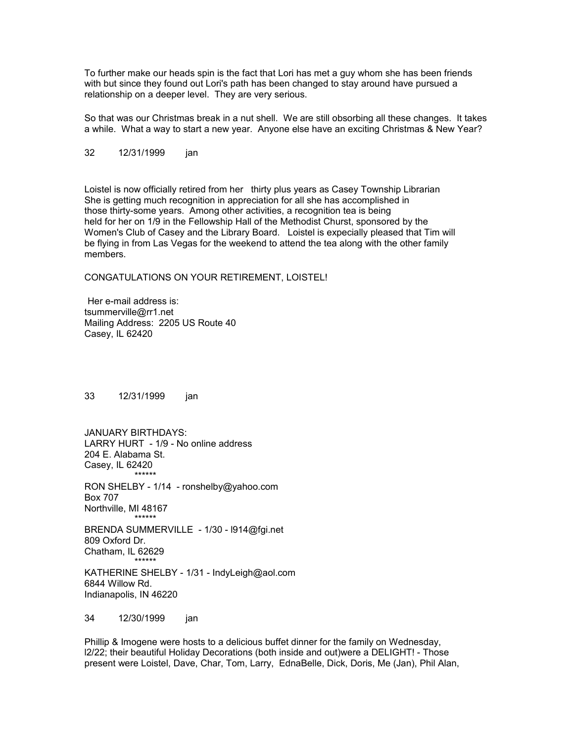To further make our heads spin is the fact that Lori has met a guy whom she has been friends with but since they found out Lori's path has been changed to stay around have pursued a relationship on a deeper level. They are very serious.

So that was our Christmas break in a nut shell. We are still obsorbing all these changes. It takes a while. What a way to start a new year. Anyone else have an exciting Christmas & New Year?

32 12/31/1999 jan

Loistel is now officially retired from her thirty plus years as Casey Township Librarian She is getting much recognition in appreciation for all she has accomplished in those thirty-some years. Among other activities, a recognition tea is being held for her on 1/9 in the Fellowship Hall of the Methodist Churst, sponsored by the Women's Club of Casey and the Library Board. Loistel is expecially pleased that Tim will be flying in from Las Vegas for the weekend to attend the tea along with the other family members.

CONGATULATIONS ON YOUR RETIREMENT, LOISTEL!

Her e-mail address is:
tsummerville@rr1.net
Mailing Address: 2205 US Route 40
Casey, IL 62420

33 12/31/1999 jan

JANUARY BIRTHDAYS:
LARRY HURT - 1/9 - No online address
204 E. Alabama St.
Casey, IL 62420
******
RON SHELBY - 1/14 - ronshelby@yahoo.com
Box 707
Northville, MI 48167
******
BRENDA SUMMERVILLE - 1/30 - l914@fgi.net
809 Oxford Dr.
Chatham, IL 62629
******
KATHERINE SHELBY - 1/31 - IndyLeigh@aol.com
6844 Willow Rd.
Indianapolis, IN 46220

34 12/30/1999 jan

Phillip & Imogene were hosts to a delicious buffet dinner for the family on Wednesday, l2/22; their beautiful Holiday Decorations (both inside and out)were a DELIGHT! - Those present were Loistel, Dave, Char, Tom, Larry, EdnaBelle, Dick, Doris, Me (Jan), Phil Alan,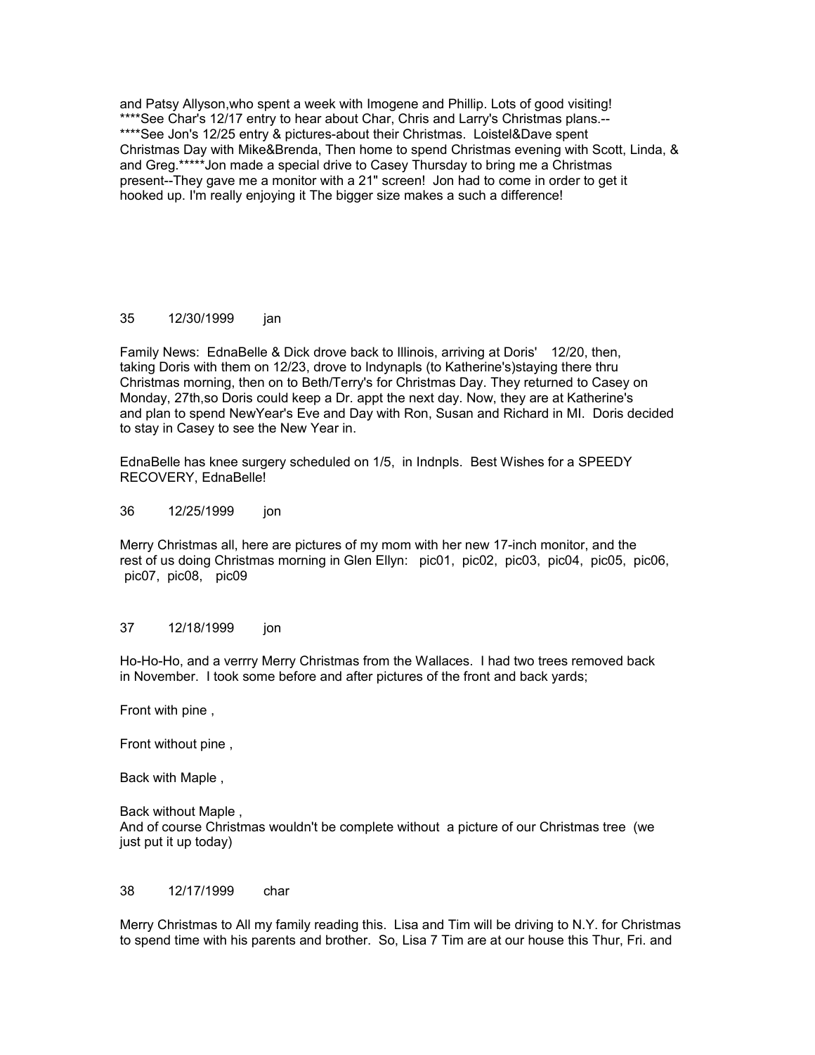and Patsy Allyson,who spent a week with Imogene and Phillip. Lots of good visiting!
****See Char's 12/17 entry to hear about Char, Chris and Larry's Christmas plans.--
****See Jon's 12/25 entry & pictures-about their Christmas. Loistel&Dave spent Christmas Day with Mike&Brenda, Then home to spend Christmas evening with Scott, Linda, & and Greg.*****Jon made a special drive to Casey Thursday to bring me a Christmas present--They gave me a monitor with a 21" screen! Jon had to come in order to get it hooked up. I'm really enjoying it The bigger size makes a such a difference!

35 12/30/1999 jan

Family News: EdnaBelle & Dick drove back to Illinois, arriving at Doris' 12/20, then, taking Doris with them on 12/23, drove to Indynapls (to Katherine's)staying there thru Christmas morning, then on to Beth/Terry's for Christmas Day. They returned to Casey on Monday, 27th,so Doris could keep a Dr. appt the next day. Now, they are at Katherine's and plan to spend NewYear's Eve and Day with Ron, Susan and Richard in MI. Doris decided to stay in Casey to see the New Year in.

EdnaBelle has knee surgery scheduled on 1/5, in Indnpls. Best Wishes for a SPEEDY RECOVERY, EdnaBelle!

36 12/25/1999 jon

Merry Christmas all, here are pictures of my mom with her new 17-inch monitor, and the rest of us doing Christmas morning in Glen Ellyn: pic01, pic02, pic03, pic04, pic05, pic06, pic07, pic08, pic09

37 12/18/1999 jon

Ho-Ho-Ho, and a verrry Merry Christmas from the Wallaces. I had two trees removed back in November. I took some before and after pictures of the front and back yards;

Front with pine ,

Front without pine ,

Back with Maple ,

Back without Maple ,
And of course Christmas wouldn't be complete without a picture of our Christmas tree (we just put it up today)

38 12/17/1999 char

Merry Christmas to All my family reading this. Lisa and Tim will be driving to N.Y. for Christmas to spend time with his parents and brother. So, Lisa 7 Tim are at our house this Thur, Fri. and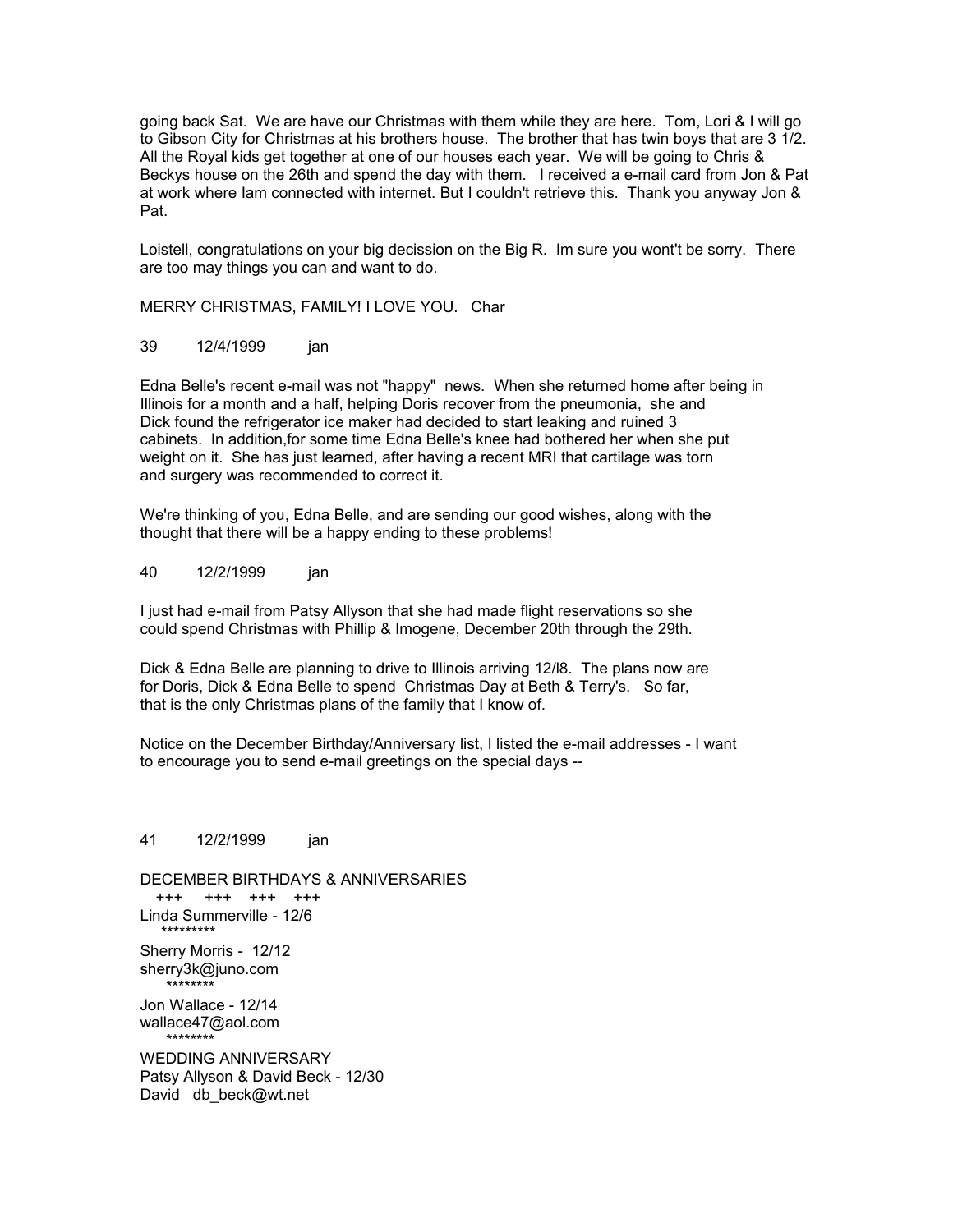going back Sat. We are have our Christmas with them while they are here. Tom, Lori & I will go to Gibson City for Christmas at his brothers house. The brother that has twin boys that are 3 1/2. All the Royal kids get together at one of our houses each year. We will be going to Chris & Beckys house on the 26th and spend the day with them. I received a e-mail card from Jon & Pat at work where Iam connected with internet. But I couldn't retrieve this. Thank you anyway Jon & Pat.

Loistell, congratulations on your big decission on the Big R. Im sure you wont't be sorry. There are too may things you can and want to do.

MERRY CHRISTMAS, FAMILY! I LOVE YOU. Char

39 12/4/1999 jan

Edna Belle's recent e-mail was not "happy" news. When she returned home after being in Illinois for a month and a half, helping Doris recover from the pneumonia, she and Dick found the refrigerator ice maker had decided to start leaking and ruined 3 cabinets. In addition,for some time Edna Belle's knee had bothered her when she put weight on it. She has just learned, after having a recent MRI that cartilage was torn and surgery was recommended to correct it.

We're thinking of you, Edna Belle, and are sending our good wishes, along with the thought that there will be a happy ending to these problems!

40 12/2/1999 jan

I just had e-mail from Patsy Allyson that she had made flight reservations so she could spend Christmas with Phillip & Imogene, December 20th through the 29th.

Dick & Edna Belle are planning to drive to Illinois arriving 12/l8. The plans now are for Doris, Dick & Edna Belle to spend Christmas Day at Beth & Terry's. So far, that is the only Christmas plans of the family that I know of.

Notice on the December Birthday/Anniversary list, I listed the e-mail addresses - I want to encourage you to send e-mail greetings on the special days --

41 12/2/1999 jan

DECEMBER BIRTHDAYS & ANNIVERSARIES
+++ +++ +++ +++
Linda Summerville - 12/6
*********
Sherry Morris - 12/12
sherry3k@juno.com
********
Jon Wallace - 12/14
wallace47@aol.com
********
WEDDING ANNIVERSARY
Patsy Allyson & David Beck - 12/30
David db_beck@wt.net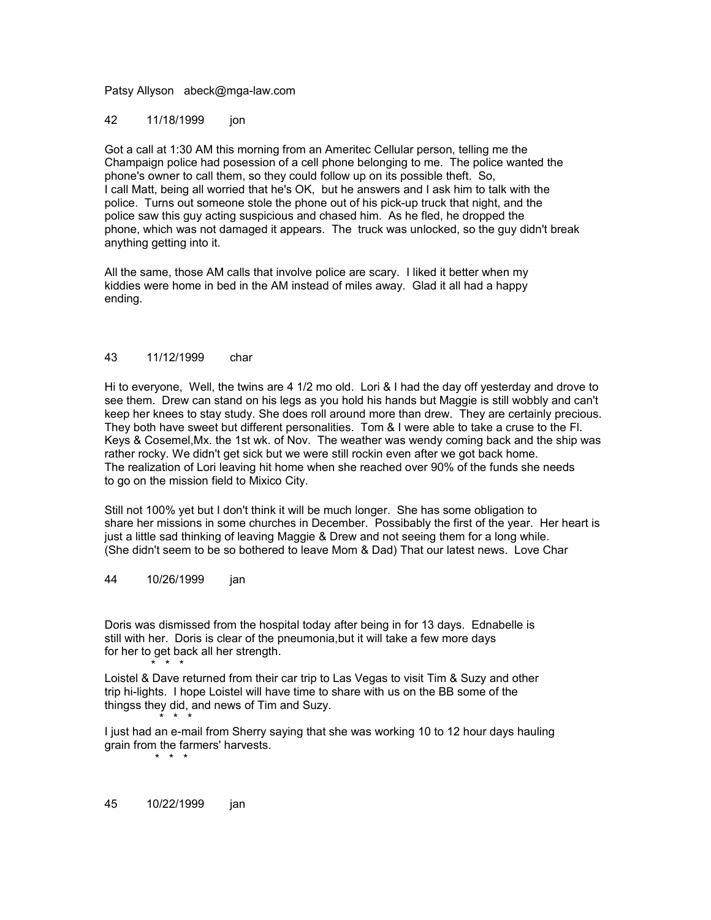Patsy Allyson   abeck@mga-law.com

42        11/18/1999        jon

Got a call at 1:30 AM this morning from an Ameritec Cellular person, telling me the Champaign police had posession of a cell phone belonging to me. The police wanted the phone's owner to call them, so they could follow up on its possible theft. So, I call Matt, being all worried that he's OK, but he answers and I ask him to talk with the police. Turns out someone stole the phone out of his pick-up truck that night, and the police saw this guy acting suspicious and chased him. As he fled, he dropped the phone, which was not damaged it appears. The truck was unlocked, so the guy didn't break anything getting into it.

All the same, those AM calls that involve police are scary. I liked it better when my kiddies were home in bed in the AM instead of miles away. Glad it all had a happy ending.

43        11/12/1999        char

Hi to everyone, Well, the twins are 4 1/2 mo old. Lori & I had the day off yesterday and drove to see them. Drew can stand on his legs as you hold his hands but Maggie is still wobbly and can't keep her knees to stay study. She does roll around more than drew. They are certainly precious. They both have sweet but different personalities. Tom & I were able to take a cruse to the Fl. Keys & Cosemel,Mx. the 1st wk. of Nov. The weather was wendy coming back and the ship was rather rocky. We didn't get sick but we were still rockin even after we got back home. The realization of Lori leaving hit home when she reached over 90% of the funds she needs to go on the mission field to Mixico City.

Still not 100% yet but I don't think it will be much longer. She has some obligation to share her missions in some churches in December. Possibably the first of the year. Her heart is just a little sad thinking of leaving Maggie & Drew and not seeing them for a long while. (She didn't seem to be so bothered to leave Mom & Dad) That our latest news. Love Char

44        10/26/1999        jan

Doris was dismissed from the hospital today after being in for 13 days. Ednabelle is still with her. Doris is clear of the pneumonia,but it will take a few more days for her to get back all her strength.

\* \* \*

Loistel & Dave returned from their car trip to Las Vegas to visit Tim & Suzy and other trip hi-lights. I hope Loistel will have time to share with us on the BB some of the thingss they did, and news of Tim and Suzy.

\* \* \*

I just had an e-mail from Sherry saying that she was working 10 to 12 hour days hauling grain from the farmers' harvests.

\* \* \*

45        10/22/1999        jan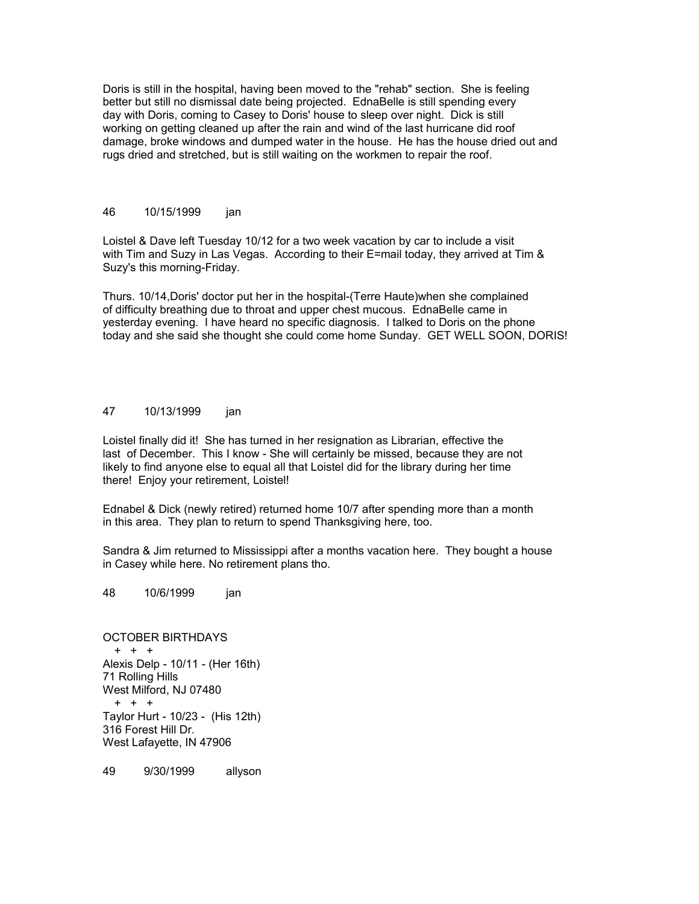Doris is still in the hospital, having been moved to the "rehab" section. She is feeling better but still no dismissal date being projected. EdnaBelle is still spending every day with Doris, coming to Casey to Doris' house to sleep over night. Dick is still working on getting cleaned up after the rain and wind of the last hurricane did roof damage, broke windows and dumped water in the house. He has the house dried out and rugs dried and stretched, but is still waiting on the workmen to repair the roof.

46 10/15/1999 jan

Loistel & Dave left Tuesday 10/12 for a two week vacation by car to include a visit with Tim and Suzy in Las Vegas. According to their E=mail today, they arrived at Tim & Suzy's this morning-Friday.

Thurs. 10/14,Doris' doctor put her in the hospital-(Terre Haute)when she complained of difficulty breathing due to throat and upper chest mucous. EdnaBelle came in yesterday evening. I have heard no specific diagnosis. I talked to Doris on the phone today and she said she thought she could come home Sunday. GET WELL SOON, DORIS!

47 10/13/1999 jan

Loistel finally did it! She has turned in her resignation as Librarian, effective the last of December. This I know - She will certainly be missed, because they are not likely to find anyone else to equal all that Loistel did for the library during her time there! Enjoy your retirement, Loistel!

Ednabel & Dick (newly retired) returned home 10/7 after spending more than a month in this area. They plan to return to spend Thanksgiving here, too.

Sandra & Jim returned to Mississippi after a months vacation here. They bought a house in Casey while here. No retirement plans tho.

48 10/6/1999 jan

OCTOBER BIRTHDAYS
+ + +
Alexis Delp - 10/11 - (Her 16th)
71 Rolling Hills
West Milford, NJ 07480
+ + +
Taylor Hurt - 10/23 - (His 12th)
316 Forest Hill Dr.
West Lafayette, IN 47906

49 9/30/1999 allyson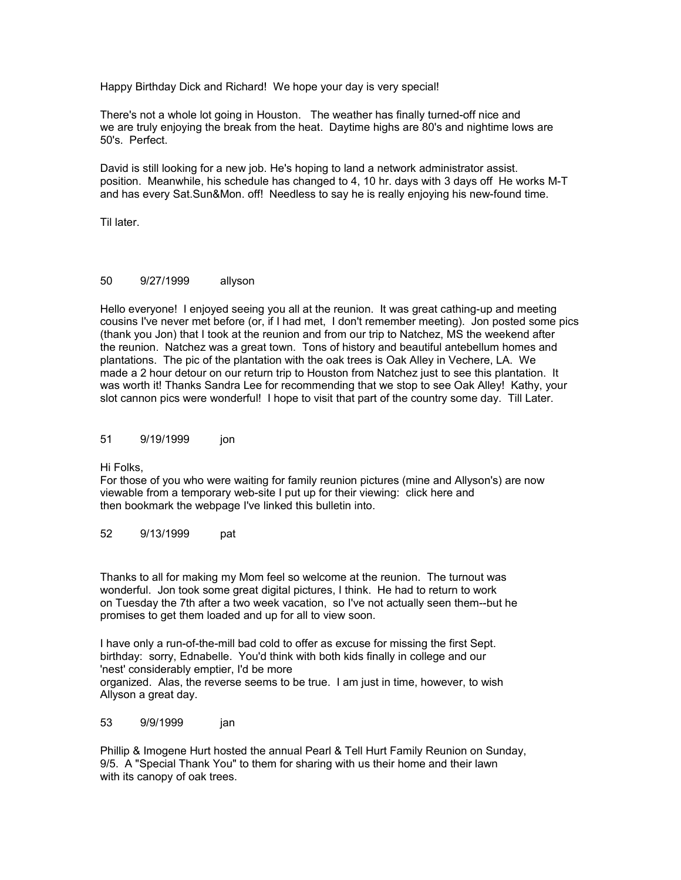Happy Birthday Dick and Richard! We hope your day is very special!

There's not a whole lot going in Houston. The weather has finally turned-off nice and we are truly enjoying the break from the heat. Daytime highs are 80's and nightime lows are 50's. Perfect.

David is still looking for a new job. He's hoping to land a network administrator assist. position. Meanwhile, his schedule has changed to 4, 10 hr. days with 3 days off He works M-T and has every Sat.Sun&Mon. off! Needless to say he is really enjoying his new-found time.

Til later.

50 9/27/1999 allyson

Hello everyone! I enjoyed seeing you all at the reunion. It was great cathing-up and meeting cousins I've never met before (or, if I had met, I don't remember meeting). Jon posted some pics (thank you Jon) that I took at the reunion and from our trip to Natchez, MS the weekend after the reunion. Natchez was a great town. Tons of history and beautiful antebellum homes and plantations. The pic of the plantation with the oak trees is Oak Alley in Vechere, LA. We made a 2 hour detour on our return trip to Houston from Natchez just to see this plantation. It was worth it! Thanks Sandra Lee for recommending that we stop to see Oak Alley! Kathy, your slot cannon pics were wonderful! I hope to visit that part of the country some day. Till Later.

51 9/19/1999 jon

Hi Folks,
For those of you who were waiting for family reunion pictures (mine and Allyson's) are now viewable from a temporary web-site I put up for their viewing: click here and then bookmark the webpage I've linked this bulletin into.

52 9/13/1999 pat

Thanks to all for making my Mom feel so welcome at the reunion. The turnout was wonderful. Jon took some great digital pictures, I think. He had to return to work on Tuesday the 7th after a two week vacation, so I've not actually seen them--but he promises to get them loaded and up for all to view soon.

I have only a run-of-the-mill bad cold to offer as excuse for missing the first Sept. birthday: sorry, Ednabelle. You'd think with both kids finally in college and our 'nest' considerably emptier, I'd be more
organized. Alas, the reverse seems to be true. I am just in time, however, to wish Allyson a great day.

53 9/9/1999 jan

Phillip & Imogene Hurt hosted the annual Pearl & Tell Hurt Family Reunion on Sunday, 9/5. A "Special Thank You" to them for sharing with us their home and their lawn with its canopy of oak trees.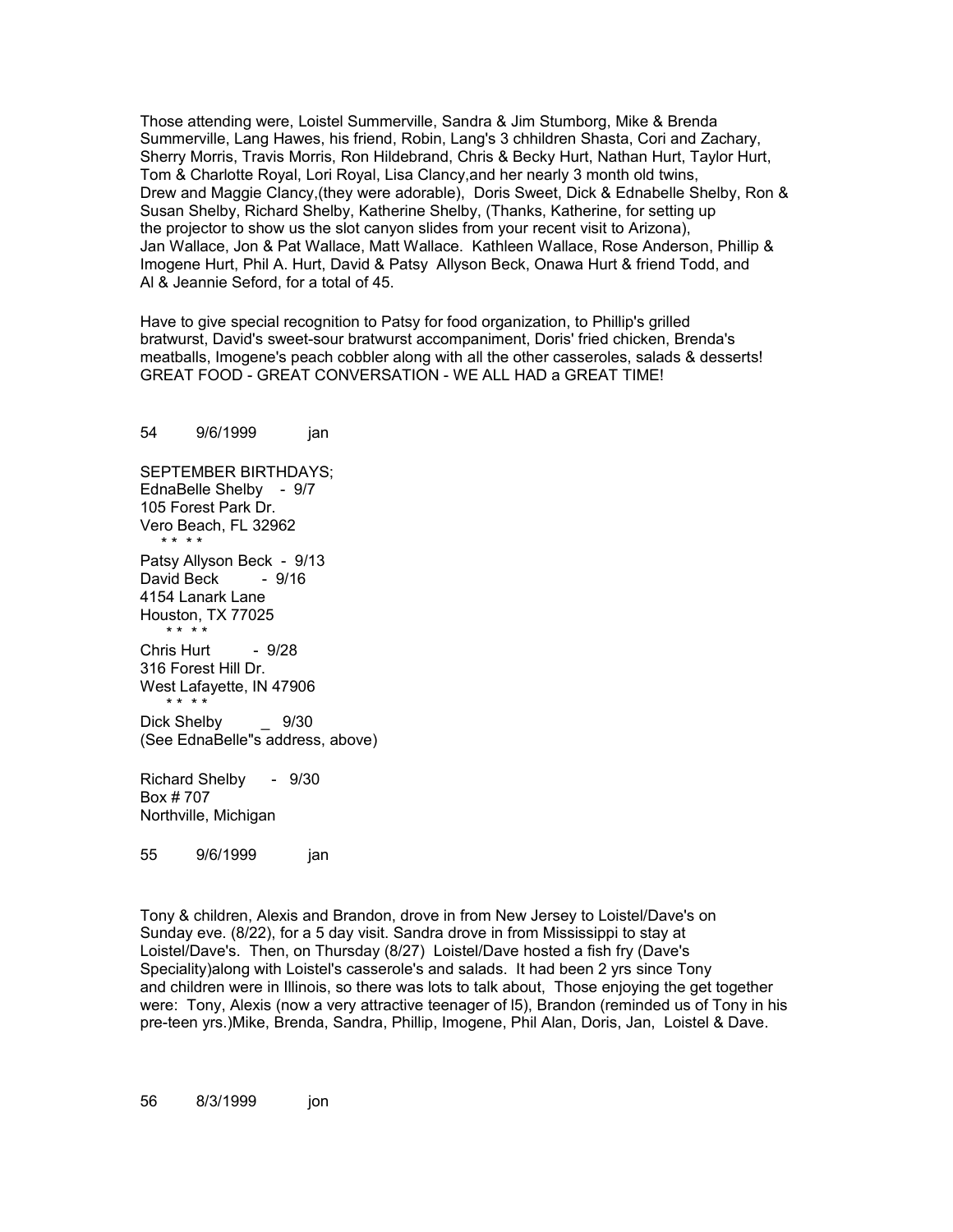Those attending were, Loistel Summerville, Sandra & Jim Stumborg, Mike & Brenda Summerville, Lang Hawes, his friend, Robin, Lang's 3 chhildren Shasta, Cori and Zachary, Sherry Morris, Travis Morris, Ron Hildebrand, Chris & Becky Hurt, Nathan Hurt, Taylor Hurt, Tom & Charlotte Royal, Lori Royal, Lisa Clancy,and her nearly 3 month old twins, Drew and Maggie Clancy,(they were adorable), Doris Sweet, Dick & Ednabelle Shelby, Ron & Susan Shelby, Richard Shelby, Katherine Shelby, (Thanks, Katherine, for setting up the projector to show us the slot canyon slides from your recent visit to Arizona), Jan Wallace, Jon & Pat Wallace, Matt Wallace. Kathleen Wallace, Rose Anderson, Phillip & Imogene Hurt, Phil A. Hurt, David & Patsy Allyson Beck, Onawa Hurt & friend Todd, and Al & Jeannie Seford, for a total of 45.

Have to give special recognition to Patsy for food organization, to Phillip's grilled bratwurst, David's sweet-sour bratwurst accompaniment, Doris' fried chicken, Brenda's meatballs, Imogene's peach cobbler along with all the other casseroles, salads & desserts! GREAT FOOD - GREAT CONVERSATION - WE ALL HAD a GREAT TIME!

54 9/6/1999 jan

SEPTEMBER BIRTHDAYS;
EdnaBelle Shelby - 9/7
105 Forest Park Dr.
Vero Beach, FL 32962
\* \* \* \*
Patsy Allyson Beck - 9/13
David Beck - 9/16
4154 Lanark Lane
Houston, TX 77025
\* \* \* \*
Chris Hurt - 9/28
316 Forest Hill Dr.
West Lafayette, IN 47906
\* \* \* \*
Dick Shelby _ 9/30
(See EdnaBelle"s address, above)

Richard Shelby - 9/30
Box # 707
Northville, Michigan

55 9/6/1999 jan

Tony & children, Alexis and Brandon, drove in from New Jersey to Loistel/Dave's on Sunday eve. (8/22), for a 5 day visit. Sandra drove in from Mississippi to stay at Loistel/Dave's. Then, on Thursday (8/27) Loistel/Dave hosted a fish fry (Dave's Speciality)along with Loistel's casserole's and salads. It had been 2 yrs since Tony and children were in Illinois, so there was lots to talk about, Those enjoying the get together were: Tony, Alexis (now a very attractive teenager of l5), Brandon (reminded us of Tony in his pre-teen yrs.)Mike, Brenda, Sandra, Phillip, Imogene, Phil Alan, Doris, Jan, Loistel & Dave.

56 8/3/1999 jon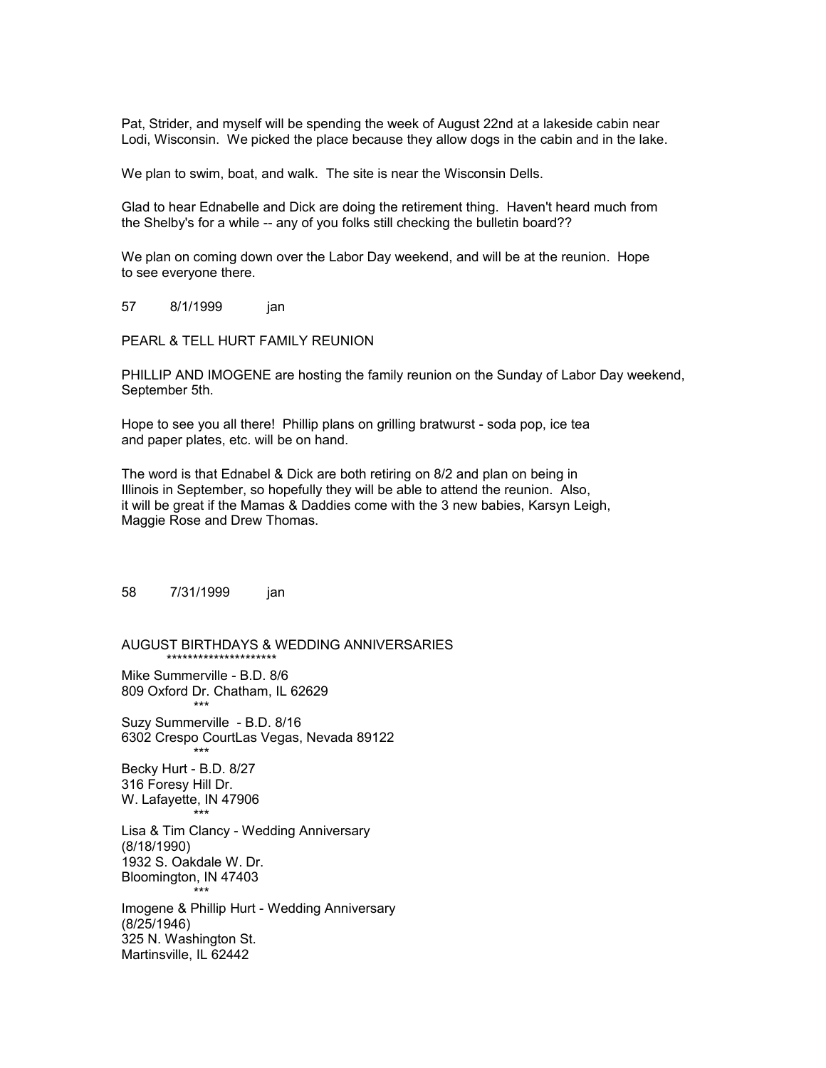Pat, Strider, and myself will be spending the week of August 22nd at a lakeside cabin near Lodi, Wisconsin. We picked the place because they allow dogs in the cabin and in the lake.

We plan to swim, boat, and walk. The site is near the Wisconsin Dells.

Glad to hear Ednabelle and Dick are doing the retirement thing. Haven't heard much from the Shelby's for a while -- any of you folks still checking the bulletin board??

We plan on coming down over the Labor Day weekend, and will be at the reunion. Hope to see everyone there.

57 8/1/1999 jan

PEARL & TELL HURT FAMILY REUNION

PHILLIP AND IMOGENE are hosting the family reunion on the Sunday of Labor Day weekend, September 5th.

Hope to see you all there! Phillip plans on grilling bratwurst - soda pop, ice tea and paper plates, etc. will be on hand.

The word is that Ednabel & Dick are both retiring on 8/2 and plan on being in Illinois in September, so hopefully they will be able to attend the reunion. Also, it will be great if the Mamas & Daddies come with the 3 new babies, Karsyn Leigh, Maggie Rose and Drew Thomas.

58 7/31/1999 jan

AUGUST BIRTHDAYS & WEDDING ANNIVERSARIES
*********************

Mike Summerville - B.D. 8/6
809 Oxford Dr. Chatham, IL 62629
***

Suzy Summerville - B.D. 8/16
6302 Crespo CourtLas Vegas, Nevada 89122
***

Becky Hurt - B.D. 8/27
316 Foresy Hill Dr.
W. Lafayette, IN 47906
***

Lisa & Tim Clancy - Wedding Anniversary
(8/18/1990)
1932 S. Oakdale W. Dr.
Bloomington, IN 47403
***

Imogene & Phillip Hurt - Wedding Anniversary
(8/25/1946)
325 N. Washington St.
Martinsville, IL 62442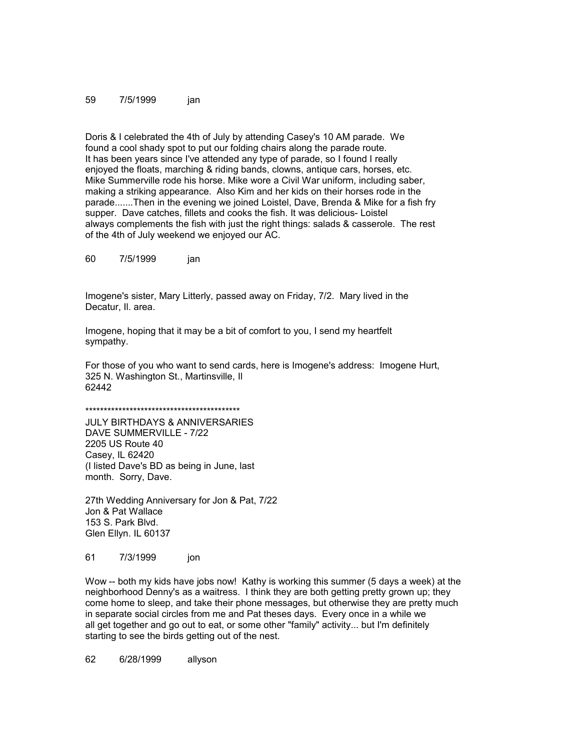59 7/5/1999 jan

Doris & I celebrated the 4th of July by attending Casey's 10 AM parade. We found a cool shady spot to put our folding chairs along the parade route. It has been years since I've attended any type of parade, so I found I really enjoyed the floats, marching & riding bands, clowns, antique cars, horses, etc. Mike Summerville rode his horse. Mike wore a Civil War uniform, including saber, making a striking appearance. Also Kim and her kids on their horses rode in the parade.......Then in the evening we joined Loistel, Dave, Brenda & Mike for a fish fry supper. Dave catches, fillets and cooks the fish. It was delicious- Loistel always complements the fish with just the right things: salads & casserole. The rest of the 4th of July weekend we enjoyed our AC.

60 7/5/1999 jan

Imogene's sister, Mary Litterly, passed away on Friday, 7/2. Mary lived in the Decatur, Il. area.

Imogene, hoping that it may be a bit of comfort to you, I send my heartfelt sympathy.

For those of you who want to send cards, here is Imogene's address: Imogene Hurt, 325 N. Washington St., Martinsville, Il
62442

*******************************************

JULY BIRTHDAYS & ANNIVERSARIES
DAVE SUMMERVILLE - 7/22
2205 US Route 40
Casey, IL 62420
(I listed Dave's BD as being in June, last month. Sorry, Dave.

27th Wedding Anniversary for Jon & Pat, 7/22
Jon & Pat Wallace
153 S. Park Blvd.
Glen Ellyn. IL 60137

61 7/3/1999 jon

Wow -- both my kids have jobs now! Kathy is working this summer (5 days a week) at the neighborhood Denny's as a waitress. I think they are both getting pretty grown up; they come home to sleep, and take their phone messages, but otherwise they are pretty much in separate social circles from me and Pat theses days. Every once in a while we all get together and go out to eat, or some other "family" activity... but I'm definitely starting to see the birds getting out of the nest.

62 6/28/1999 allyson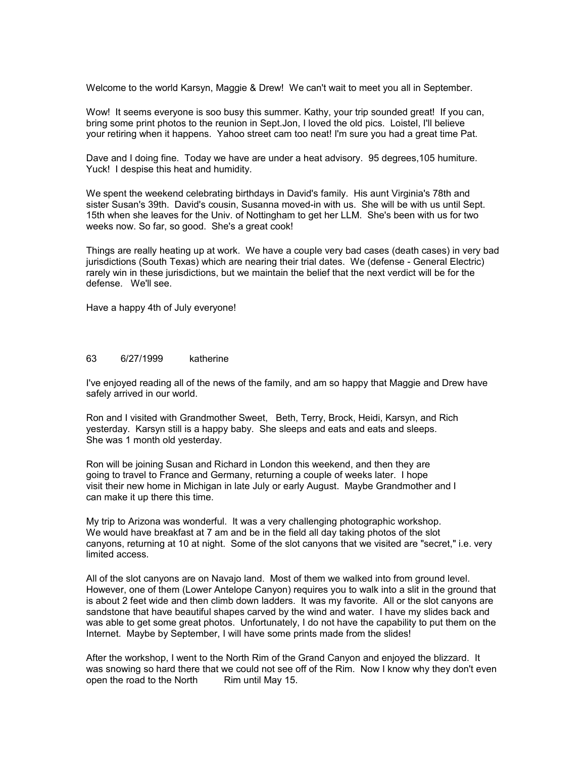Welcome to the world Karsyn, Maggie & Drew! We can't wait to meet you all in September.

Wow! It seems everyone is soo busy this summer. Kathy, your trip sounded great! If you can, bring some print photos to the reunion in Sept.Jon, I loved the old pics. Loistel, I'll believe your retiring when it happens. Yahoo street cam too neat! I'm sure you had a great time Pat.

Dave and I doing fine. Today we have are under a heat advisory. 95 degrees,105 humiture. Yuck! I despise this heat and humidity.

We spent the weekend celebrating birthdays in David's family. His aunt Virginia's 78th and sister Susan's 39th. David's cousin, Susanna moved-in with us. She will be with us until Sept. 15th when she leaves for the Univ. of Nottingham to get her LLM. She's been with us for two weeks now. So far, so good. She's a great cook!

Things are really heating up at work. We have a couple very bad cases (death cases) in very bad jurisdictions (South Texas) which are nearing their trial dates. We (defense - General Electric) rarely win in these jurisdictions, but we maintain the belief that the next verdict will be for the defense. We'll see.

Have a happy 4th of July everyone!

63 6/27/1999 katherine

I've enjoyed reading all of the news of the family, and am so happy that Maggie and Drew have safely arrived in our world.

Ron and I visited with Grandmother Sweet, Beth, Terry, Brock, Heidi, Karsyn, and Rich yesterday. Karsyn still is a happy baby. She sleeps and eats and eats and sleeps. She was 1 month old yesterday.

Ron will be joining Susan and Richard in London this weekend, and then they are going to travel to France and Germany, returning a couple of weeks later. I hope visit their new home in Michigan in late July or early August. Maybe Grandmother and I can make it up there this time.

My trip to Arizona was wonderful. It was a very challenging photographic workshop. We would have breakfast at 7 am and be in the field all day taking photos of the slot canyons, returning at 10 at night. Some of the slot canyons that we visited are "secret," i.e. very limited access.

All of the slot canyons are on Navajo land. Most of them we walked into from ground level. However, one of them (Lower Antelope Canyon) requires you to walk into a slit in the ground that is about 2 feet wide and then climb down ladders. It was my favorite. All or the slot canyons are sandstone that have beautiful shapes carved by the wind and water. I have my slides back and was able to get some great photos. Unfortunately, I do not have the capability to put them on the Internet. Maybe by September, I will have some prints made from the slides!

After the workshop, I went to the North Rim of the Grand Canyon and enjoyed the blizzard. It was snowing so hard there that we could not see off of the Rim. Now I know why they don't even open the road to the North Rim until May 15.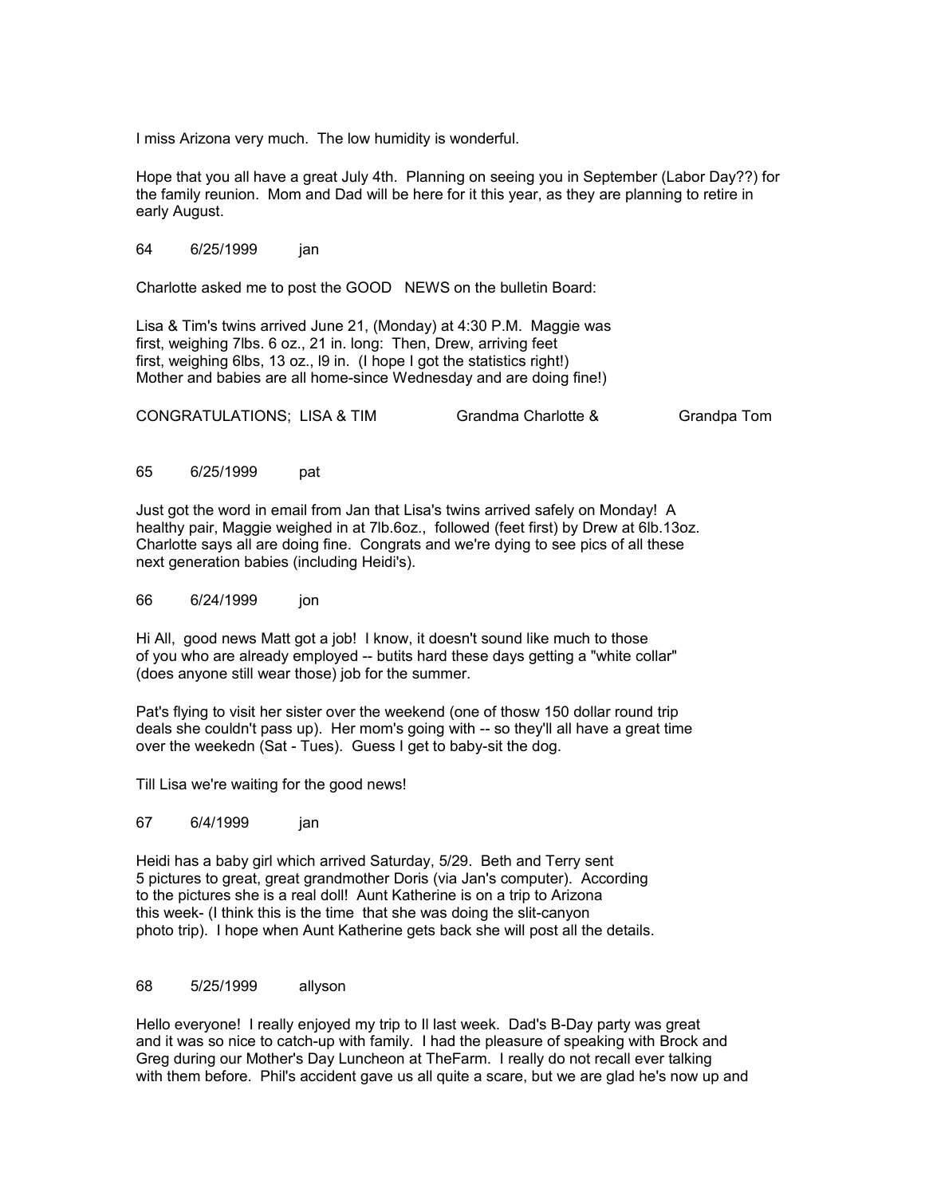I miss Arizona very much. The low humidity is wonderful.

Hope that you all have a great July 4th. Planning on seeing you in September (Labor Day??) for the family reunion. Mom and Dad will be here for it this year, as they are planning to retire in early August.

64 6/25/1999 jan

Charlotte asked me to post the GOOD NEWS on the bulletin Board:

Lisa & Tim's twins arrived June 21, (Monday) at 4:30 P.M. Maggie was first, weighing 7lbs. 6 oz., 21 in. long: Then, Drew, arriving feet first, weighing 6lbs, 13 oz., l9 in. (I hope I got the statistics right!) Mother and babies are all home-since Wednesday and are doing fine!)

CONGRATULATIONS; LISA & TIM Grandma Charlotte & Grandpa Tom

65 6/25/1999 pat

Just got the word in email from Jan that Lisa's twins arrived safely on Monday! A healthy pair, Maggie weighed in at 7lb.6oz., followed (feet first) by Drew at 6lb.13oz. Charlotte says all are doing fine. Congrats and we're dying to see pics of all these next generation babies (including Heidi's).

66 6/24/1999 jon

Hi All, good news Matt got a job! I know, it doesn't sound like much to those of you who are already employed -- butits hard these days getting a "white collar" (does anyone still wear those) job for the summer.

Pat's flying to visit her sister over the weekend (one of thosw 150 dollar round trip deals she couldn't pass up). Her mom's going with -- so they'll all have a great time over the weekedn (Sat - Tues). Guess I get to baby-sit the dog.

Till Lisa we're waiting for the good news!

67 6/4/1999 jan

Heidi has a baby girl which arrived Saturday, 5/29. Beth and Terry sent 5 pictures to great, great grandmother Doris (via Jan's computer). According to the pictures she is a real doll! Aunt Katherine is on a trip to Arizona this week- (I think this is the time that she was doing the slit-canyon photo trip). I hope when Aunt Katherine gets back she will post all the details.

68 5/25/1999 allyson

Hello everyone! I really enjoyed my trip to Il last week. Dad's B-Day party was great and it was so nice to catch-up with family. I had the pleasure of speaking with Brock and Greg during our Mother's Day Luncheon at TheFarm. I really do not recall ever talking with them before. Phil's accident gave us all quite a scare, but we are glad he's now up and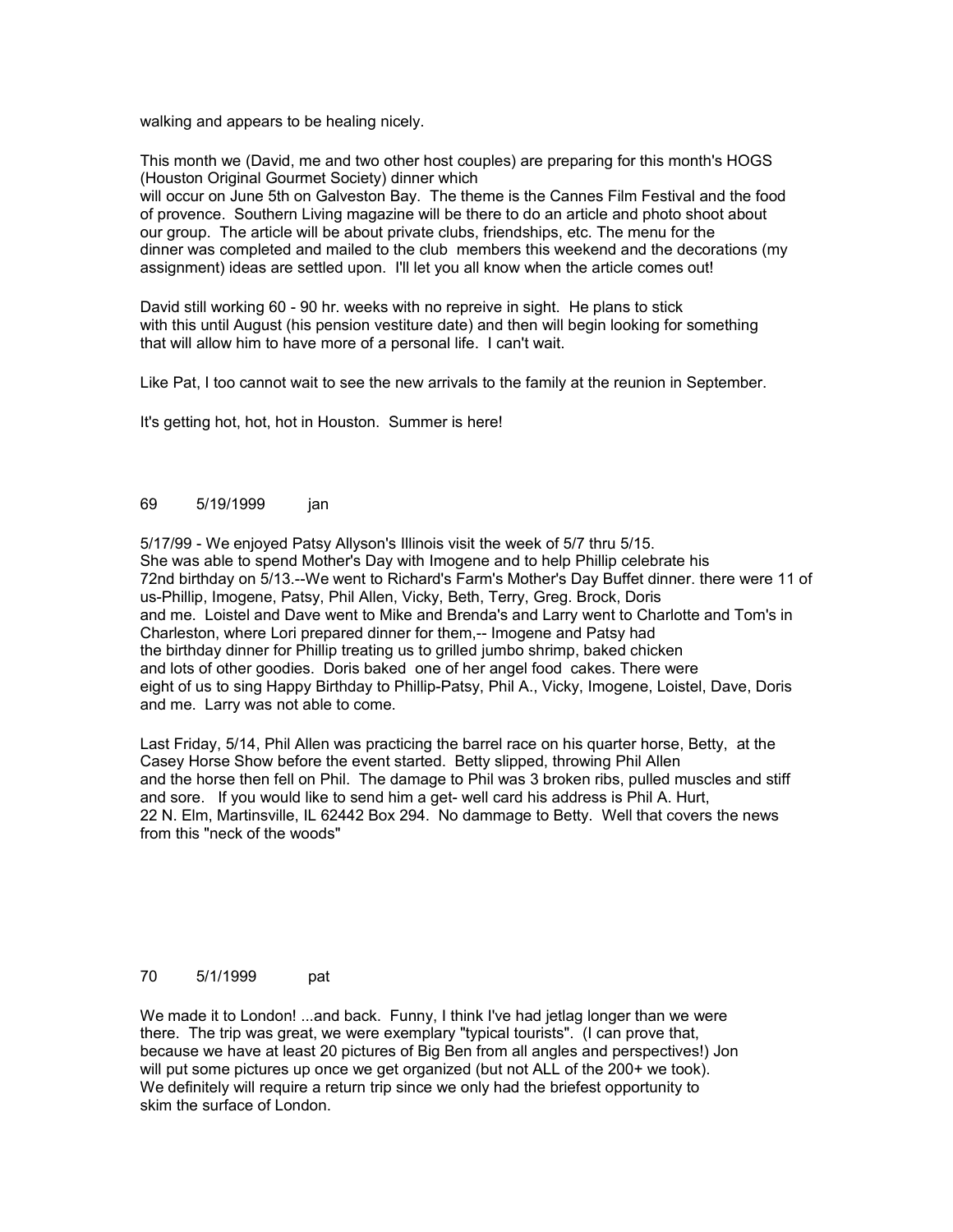walking and appears to be healing nicely.

This month we (David, me and two other host couples) are preparing for this month's HOGS (Houston Original Gourmet Society) dinner which
will occur on June 5th on Galveston Bay. The theme is the Cannes Film Festival and the food of provence. Southern Living magazine will be there to do an article and photo shoot about our group. The article will be about private clubs, friendships, etc. The menu for the dinner was completed and mailed to the club members this weekend and the decorations (my assignment) ideas are settled upon. I'll let you all know when the article comes out!

David still working 60 - 90 hr. weeks with no repreive in sight. He plans to stick with this until August (his pension vestiture date) and then will begin looking for something that will allow him to have more of a personal life. I can't wait.

Like Pat, I too cannot wait to see the new arrivals to the family at the reunion in September.

It's getting hot, hot, hot in Houston. Summer is here!

69 5/19/1999 jan

5/17/99 - We enjoyed Patsy Allyson's Illinois visit the week of 5/7 thru 5/15. She was able to spend Mother's Day with Imogene and to help Phillip celebrate his 72nd birthday on 5/13.--We went to Richard's Farm's Mother's Day Buffet dinner. there were 11 of us-Phillip, Imogene, Patsy, Phil Allen, Vicky, Beth, Terry, Greg. Brock, Doris and me. Loistel and Dave went to Mike and Brenda's and Larry went to Charlotte and Tom's in Charleston, where Lori prepared dinner for them,-- Imogene and Patsy had the birthday dinner for Phillip treating us to grilled jumbo shrimp, baked chicken and lots of other goodies. Doris baked one of her angel food cakes. There were eight of us to sing Happy Birthday to Phillip-Patsy, Phil A., Vicky, Imogene, Loistel, Dave, Doris and me. Larry was not able to come.

Last Friday, 5/14, Phil Allen was practicing the barrel race on his quarter horse, Betty, at the Casey Horse Show before the event started. Betty slipped, throwing Phil Allen and the horse then fell on Phil. The damage to Phil was 3 broken ribs, pulled muscles and stiff and sore. If you would like to send him a get- well card his address is Phil A. Hurt, 22 N. Elm, Martinsville, IL 62442 Box 294. No dammage to Betty. Well that covers the news from this "neck of the woods"

70 5/1/1999 pat

We made it to London! ...and back. Funny, I think I've had jetlag longer than we were there. The trip was great, we were exemplary "typical tourists". (I can prove that, because we have at least 20 pictures of Big Ben from all angles and perspectives!) Jon will put some pictures up once we get organized (but not ALL of the 200+ we took). We definitely will require a return trip since we only had the briefest opportunity to skim the surface of London.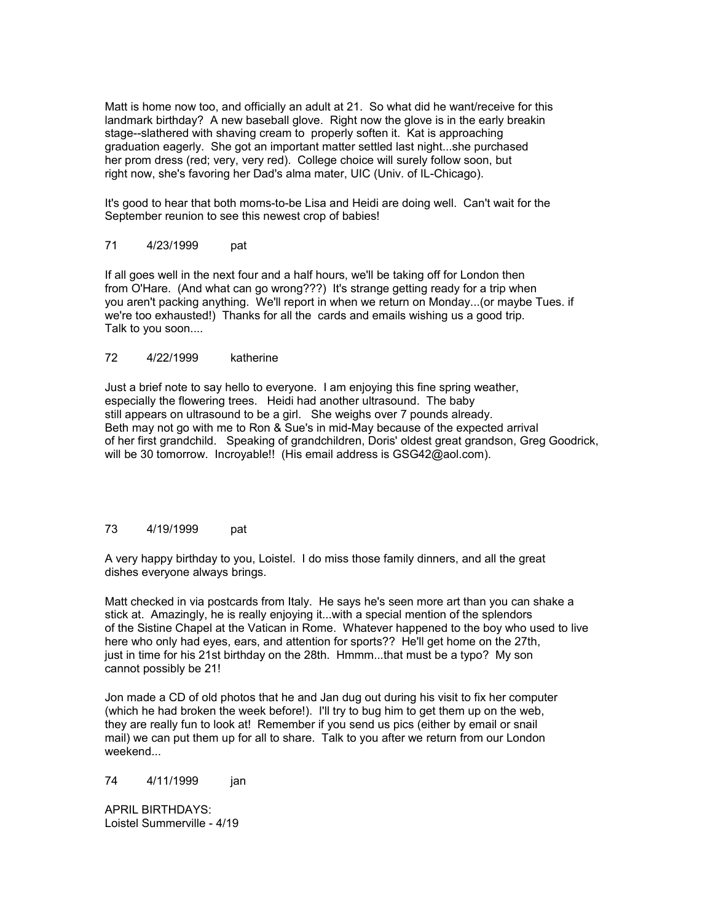Matt is home now too, and officially an adult at 21. So what did he want/receive for this landmark birthday? A new baseball glove. Right now the glove is in the early breakin stage--slathered with shaving cream to properly soften it. Kat is approaching graduation eagerly. She got an important matter settled last night...she purchased her prom dress (red; very, very red). College choice will surely follow soon, but right now, she's favoring her Dad's alma mater, UIC (Univ. of IL-Chicago).

It's good to hear that both moms-to-be Lisa and Heidi are doing well. Can't wait for the September reunion to see this newest crop of babies!

71 4/23/1999 pat

If all goes well in the next four and a half hours, we'll be taking off for London then from O'Hare. (And what can go wrong???) It's strange getting ready for a trip when you aren't packing anything. We'll report in when we return on Monday...(or maybe Tues. if we're too exhausted!) Thanks for all the cards and emails wishing us a good trip. Talk to you soon....

72 4/22/1999 katherine

Just a brief note to say hello to everyone. I am enjoying this fine spring weather, especially the flowering trees. Heidi had another ultrasound. The baby still appears on ultrasound to be a girl. She weighs over 7 pounds already. Beth may not go with me to Ron & Sue's in mid-May because of the expected arrival of her first grandchild. Speaking of grandchildren, Doris' oldest great grandson, Greg Goodrick, will be 30 tomorrow. Incroyable!! (His email address is GSG42@aol.com).

73 4/19/1999 pat

A very happy birthday to you, Loistel. I do miss those family dinners, and all the great dishes everyone always brings.

Matt checked in via postcards from Italy. He says he's seen more art than you can shake a stick at. Amazingly, he is really enjoying it...with a special mention of the splendors of the Sistine Chapel at the Vatican in Rome. Whatever happened to the boy who used to live here who only had eyes, ears, and attention for sports?? He'll get home on the 27th, just in time for his 21st birthday on the 28th. Hmmm...that must be a typo? My son cannot possibly be 21!

Jon made a CD of old photos that he and Jan dug out during his visit to fix her computer (which he had broken the week before!). I'll try to bug him to get them up on the web, they are really fun to look at! Remember if you send us pics (either by email or snail mail) we can put them up for all to share. Talk to you after we return from our London weekend...

74 4/11/1999 jan

APRIL BIRTHDAYS:
Loistel Summerville - 4/19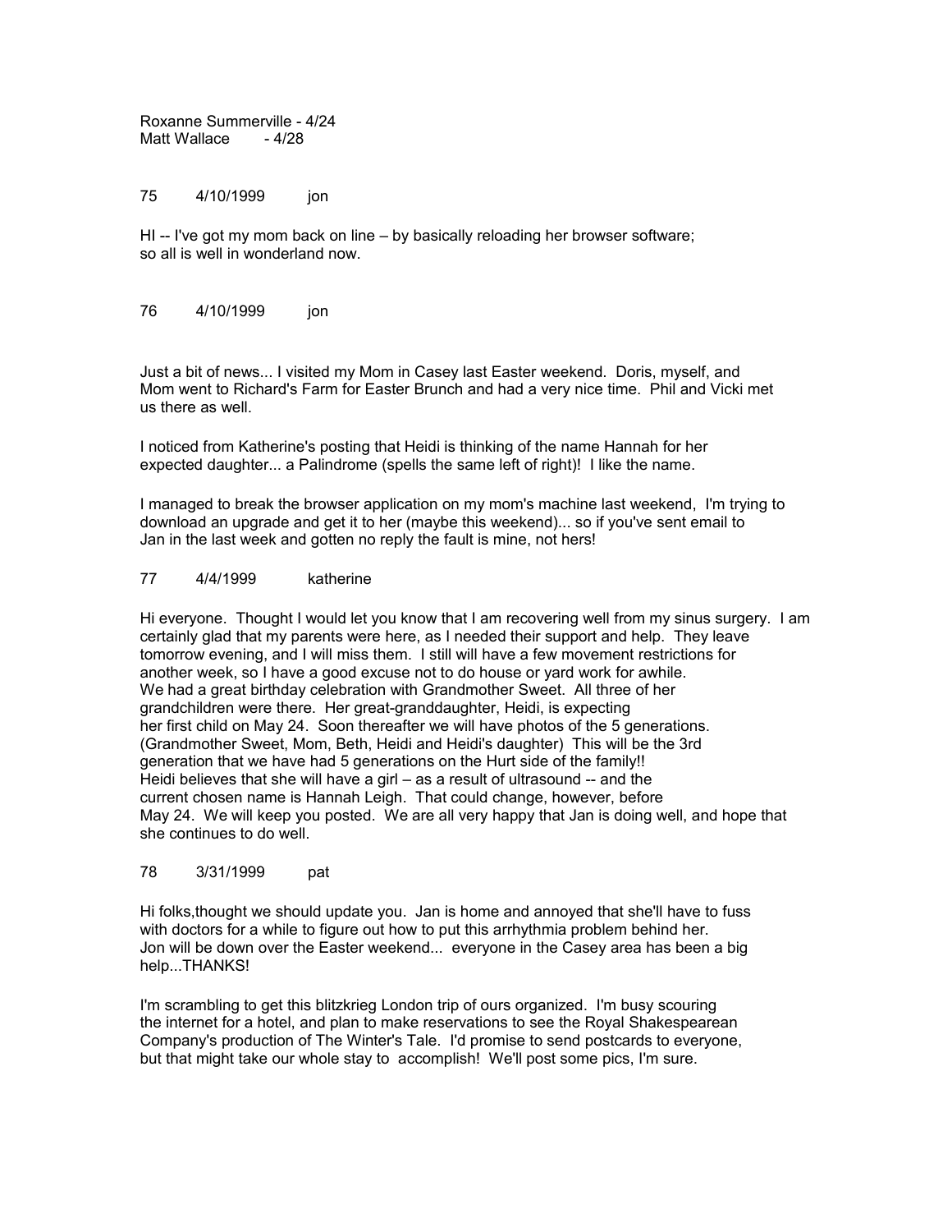Roxanne Summerville - 4/24
Matt Wallace - 4/28

75 4/10/1999 jon

HI -- I've got my mom back on line – by basically reloading her browser software;
so all is well in wonderland now.

76 4/10/1999 jon

Just a bit of news... I visited my Mom in Casey last Easter weekend. Doris, myself, and Mom went to Richard's Farm for Easter Brunch and had a very nice time. Phil and Vicki met us there as well.

I noticed from Katherine's posting that Heidi is thinking of the name Hannah for her expected daughter... a Palindrome (spells the same left of right)! I like the name.

I managed to break the browser application on my mom's machine last weekend, I'm trying to download an upgrade and get it to her (maybe this weekend)... so if you've sent email to Jan in the last week and gotten no reply the fault is mine, not hers!

77 4/4/1999 katherine

Hi everyone. Thought I would let you know that I am recovering well from my sinus surgery. I am certainly glad that my parents were here, as I needed their support and help. They leave tomorrow evening, and I will miss them. I still will have a few movement restrictions for another week, so I have a good excuse not to do house or yard work for awhile.
We had a great birthday celebration with Grandmother Sweet. All three of her grandchildren were there. Her great-granddaughter, Heidi, is expecting her first child on May 24. Soon thereafter we will have photos of the 5 generations. (Grandmother Sweet, Mom, Beth, Heidi and Heidi's daughter) This will be the 3rd generation that we have had 5 generations on the Hurt side of the family!!
Heidi believes that she will have a girl – as a result of ultrasound -- and the current chosen name is Hannah Leigh. That could change, however, before May 24. We will keep you posted. We are all very happy that Jan is doing well, and hope that she continues to do well.

78 3/31/1999 pat

Hi folks,thought we should update you. Jan is home and annoyed that she'll have to fuss with doctors for a while to figure out how to put this arrhythmia problem behind her. Jon will be down over the Easter weekend... everyone in the Casey area has been a big help...THANKS!

I'm scrambling to get this blitzkrieg London trip of ours organized. I'm busy scouring the internet for a hotel, and plan to make reservations to see the Royal Shakespearean Company's production of The Winter's Tale. I'd promise to send postcards to everyone, but that might take our whole stay to accomplish! We'll post some pics, I'm sure.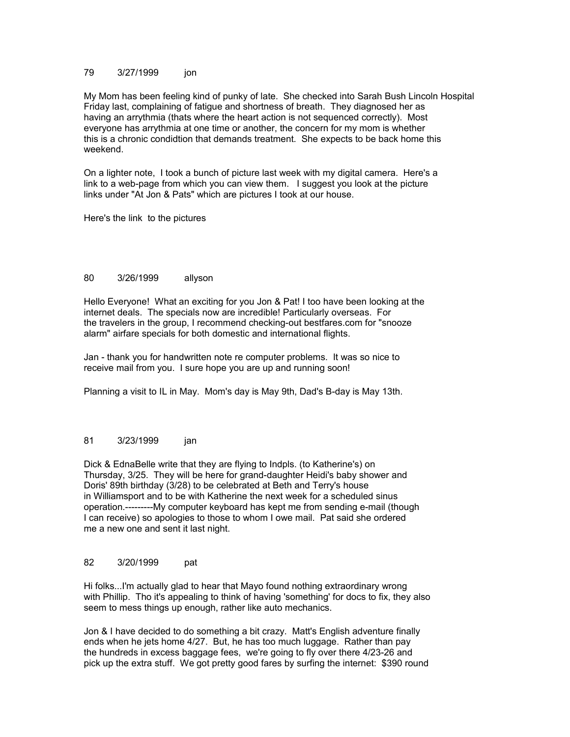79 3/27/1999 jon

My Mom has been feeling kind of punky of late. She checked into Sarah Bush Lincoln Hospital Friday last, complaining of fatigue and shortness of breath. They diagnosed her as having an arrythmia (thats where the heart action is not sequenced correctly). Most everyone has arrythmia at one time or another, the concern for my mom is whether this is a chronic condidtion that demands treatment. She expects to be back home this weekend.

On a lighter note, I took a bunch of picture last week with my digital camera. Here's a link to a web-page from which you can view them. I suggest you look at the picture links under "At Jon & Pats" which are pictures I took at our house.

Here's the link to the pictures

80 3/26/1999 allyson

Hello Everyone! What an exciting for you Jon & Pat! I too have been looking at the internet deals. The specials now are incredible! Particularly overseas. For the travelers in the group, I recommend checking-out bestfares.com for "snooze alarm" airfare specials for both domestic and international flights.

Jan - thank you for handwritten note re computer problems. It was so nice to receive mail from you. I sure hope you are up and running soon!

Planning a visit to IL in May. Mom's day is May 9th, Dad's B-day is May 13th.

81 3/23/1999 jan

Dick & EdnaBelle write that they are flying to Indpls. (to Katherine's) on Thursday, 3/25. They will be here for grand-daughter Heidi's baby shower and Doris' 89th birthday (3/28) to be celebrated at Beth and Terry's house in Williamsport and to be with Katherine the next week for a scheduled sinus operation.---------My computer keyboard has kept me from sending e-mail (though I can receive) so apologies to those to whom I owe mail. Pat said she ordered me a new one and sent it last night.

82 3/20/1999 pat

Hi folks...I'm actually glad to hear that Mayo found nothing extraordinary wrong with Phillip. Tho it's appealing to think of having 'something' for docs to fix, they also seem to mess things up enough, rather like auto mechanics.

Jon & I have decided to do something a bit crazy. Matt's English adventure finally ends when he jets home 4/27. But, he has too much luggage. Rather than pay the hundreds in excess baggage fees, we're going to fly over there 4/23-26 and pick up the extra stuff. We got pretty good fares by surfing the internet: $390 round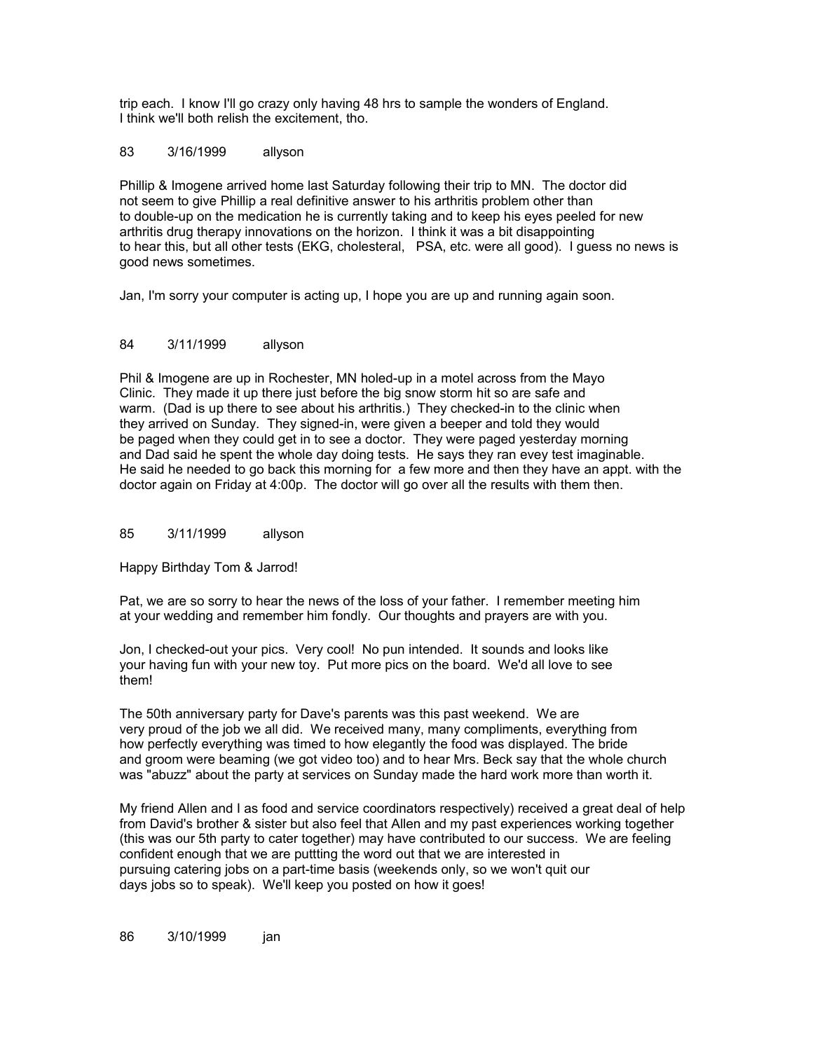trip each. I know I'll go crazy only having 48 hrs to sample the wonders of England. I think we'll both relish the excitement, tho.

83 3/16/1999 allyson

Phillip & Imogene arrived home last Saturday following their trip to MN. The doctor did not seem to give Phillip a real definitive answer to his arthritis problem other than to double-up on the medication he is currently taking and to keep his eyes peeled for new arthritis drug therapy innovations on the horizon. I think it was a bit disappointing to hear this, but all other tests (EKG, cholesteral, PSA, etc. were all good). I guess no news is good news sometimes.

Jan, I'm sorry your computer is acting up, I hope you are up and running again soon.

84 3/11/1999 allyson

Phil & Imogene are up in Rochester, MN holed-up in a motel across from the Mayo Clinic. They made it up there just before the big snow storm hit so are safe and warm. (Dad is up there to see about his arthritis.) They checked-in to the clinic when they arrived on Sunday. They signed-in, were given a beeper and told they would be paged when they could get in to see a doctor. They were paged yesterday morning and Dad said he spent the whole day doing tests. He says they ran evey test imaginable. He said he needed to go back this morning for a few more and then they have an appt. with the doctor again on Friday at 4:00p. The doctor will go over all the results with them then.

85 3/11/1999 allyson

Happy Birthday Tom & Jarrod!

Pat, we are so sorry to hear the news of the loss of your father. I remember meeting him at your wedding and remember him fondly. Our thoughts and prayers are with you.

Jon, I checked-out your pics. Very cool! No pun intended. It sounds and looks like your having fun with your new toy. Put more pics on the board. We'd all love to see them!

The 50th anniversary party for Dave's parents was this past weekend. We are very proud of the job we all did. We received many, many compliments, everything from how perfectly everything was timed to how elegantly the food was displayed. The bride and groom were beaming (we got video too) and to hear Mrs. Beck say that the whole church was "abuzz" about the party at services on Sunday made the hard work more than worth it.

My friend Allen and I as food and service coordinators respectively) received a great deal of help from David's brother & sister but also feel that Allen and my past experiences working together (this was our 5th party to cater together) may have contributed to our success. We are feeling confident enough that we are puttting the word out that we are interested in pursuing catering jobs on a part-time basis (weekends only, so we won't quit our days jobs so to speak). We'll keep you posted on how it goes!

86 3/10/1999 jan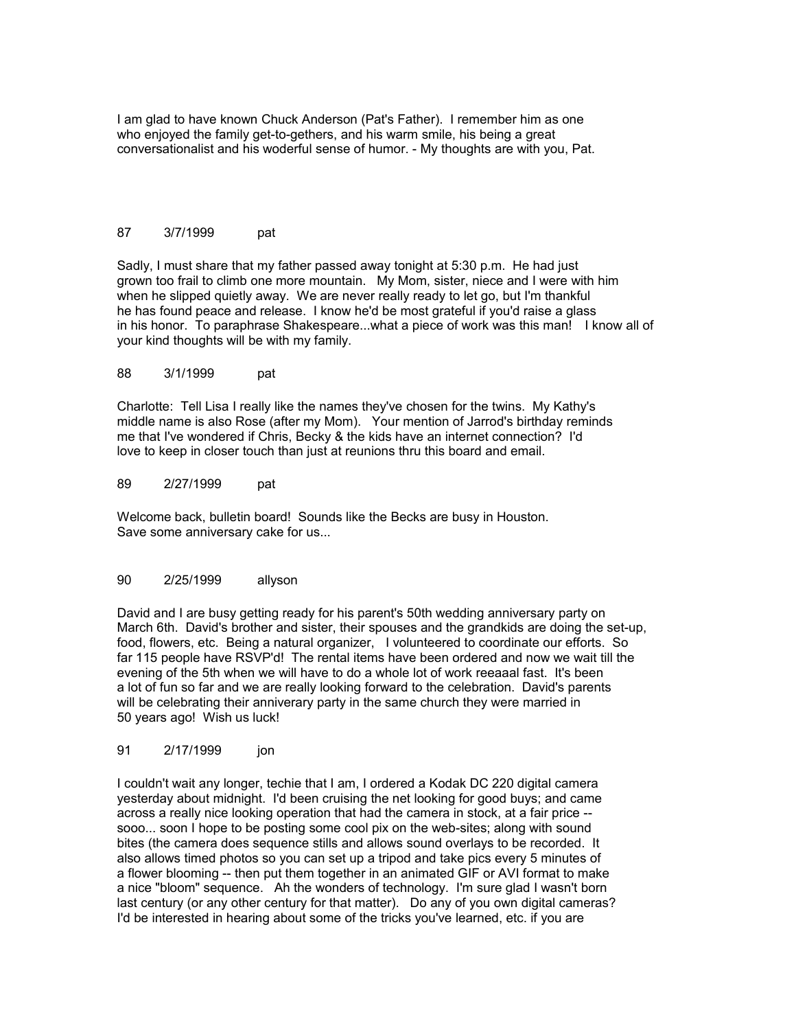I am glad to have known Chuck Anderson (Pat's Father). I remember him as one who enjoyed the family get-to-gethers, and his warm smile, his being a great conversationalist and his woderful sense of humor. - My thoughts are with you, Pat.

87 3/7/1999 pat

Sadly, I must share that my father passed away tonight at 5:30 p.m. He had just grown too frail to climb one more mountain. My Mom, sister, niece and I were with him when he slipped quietly away. We are never really ready to let go, but I'm thankful he has found peace and release. I know he'd be most grateful if you'd raise a glass in his honor. To paraphrase Shakespeare...what a piece of work was this man! I know all of your kind thoughts will be with my family.

88 3/1/1999 pat

Charlotte: Tell Lisa I really like the names they've chosen for the twins. My Kathy's middle name is also Rose (after my Mom). Your mention of Jarrod's birthday reminds me that I've wondered if Chris, Becky & the kids have an internet connection? I'd love to keep in closer touch than just at reunions thru this board and email.

89 2/27/1999 pat

Welcome back, bulletin board! Sounds like the Becks are busy in Houston. Save some anniversary cake for us...

90 2/25/1999 allyson

David and I are busy getting ready for his parent's 50th wedding anniversary party on March 6th. David's brother and sister, their spouses and the grandkids are doing the set-up, food, flowers, etc. Being a natural organizer, I volunteered to coordinate our efforts. So far 115 people have RSVP'd! The rental items have been ordered and now we wait till the evening of the 5th when we will have to do a whole lot of work reeaaal fast. It's been a lot of fun so far and we are really looking forward to the celebration. David's parents will be celebrating their anniverary party in the same church they were married in 50 years ago! Wish us luck!

91 2/17/1999 jon

I couldn't wait any longer, techie that I am, I ordered a Kodak DC 220 digital camera yesterday about midnight. I'd been cruising the net looking for good buys; and came across a really nice looking operation that had the camera in stock, at a fair price -- sooo... soon I hope to be posting some cool pix on the web-sites; along with sound bites (the camera does sequence stills and allows sound overlays to be recorded. It also allows timed photos so you can set up a tripod and take pics every 5 minutes of a flower blooming -- then put them together in an animated GIF or AVI format to make a nice "bloom" sequence. Ah the wonders of technology. I'm sure glad I wasn't born last century (or any other century for that matter). Do any of you own digital cameras? I'd be interested in hearing about some of the tricks you've learned, etc. if you are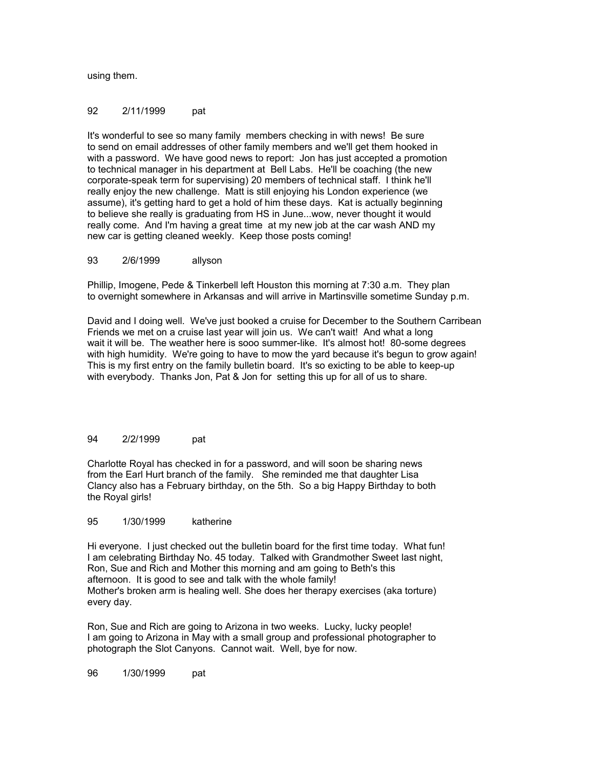using them.

92 2/11/1999 pat

It's wonderful to see so many family members checking in with news! Be sure to send on email addresses of other family members and we'll get them hooked in with a password. We have good news to report: Jon has just accepted a promotion to technical manager in his department at Bell Labs. He'll be coaching (the new corporate-speak term for supervising) 20 members of technical staff. I think he'll really enjoy the new challenge. Matt is still enjoying his London experience (we assume), it's getting hard to get a hold of him these days. Kat is actually beginning to believe she really is graduating from HS in June...wow, never thought it would really come. And I'm having a great time at my new job at the car wash AND my new car is getting cleaned weekly. Keep those posts coming!

93 2/6/1999 allyson

Phillip, Imogene, Pede & Tinkerbell left Houston this morning at 7:30 a.m. They plan to overnight somewhere in Arkansas and will arrive in Martinsville sometime Sunday p.m.

David and I doing well. We've just booked a cruise for December to the Southern Carribean Friends we met on a cruise last year will join us. We can't wait! And what a long wait it will be. The weather here is sooo summer-like. It's almost hot! 80-some degrees with high humidity. We're going to have to mow the yard because it's begun to grow again! This is my first entry on the family bulletin board. It's so exicting to be able to keep-up with everybody. Thanks Jon, Pat & Jon for setting this up for all of us to share.

94 2/2/1999 pat

Charlotte Royal has checked in for a password, and will soon be sharing news from the Earl Hurt branch of the family. She reminded me that daughter Lisa Clancy also has a February birthday, on the 5th. So a big Happy Birthday to both the Royal girls!

95 1/30/1999 katherine

Hi everyone. I just checked out the bulletin board for the first time today. What fun! I am celebrating Birthday No. 45 today. Talked with Grandmother Sweet last night, Ron, Sue and Rich and Mother this morning and am going to Beth's this afternoon. It is good to see and talk with the whole family!
Mother's broken arm is healing well. She does her therapy exercises (aka torture) every day.

Ron, Sue and Rich are going to Arizona in two weeks. Lucky, lucky people! I am going to Arizona in May with a small group and professional photographer to photograph the Slot Canyons. Cannot wait. Well, bye for now.

96 1/30/1999 pat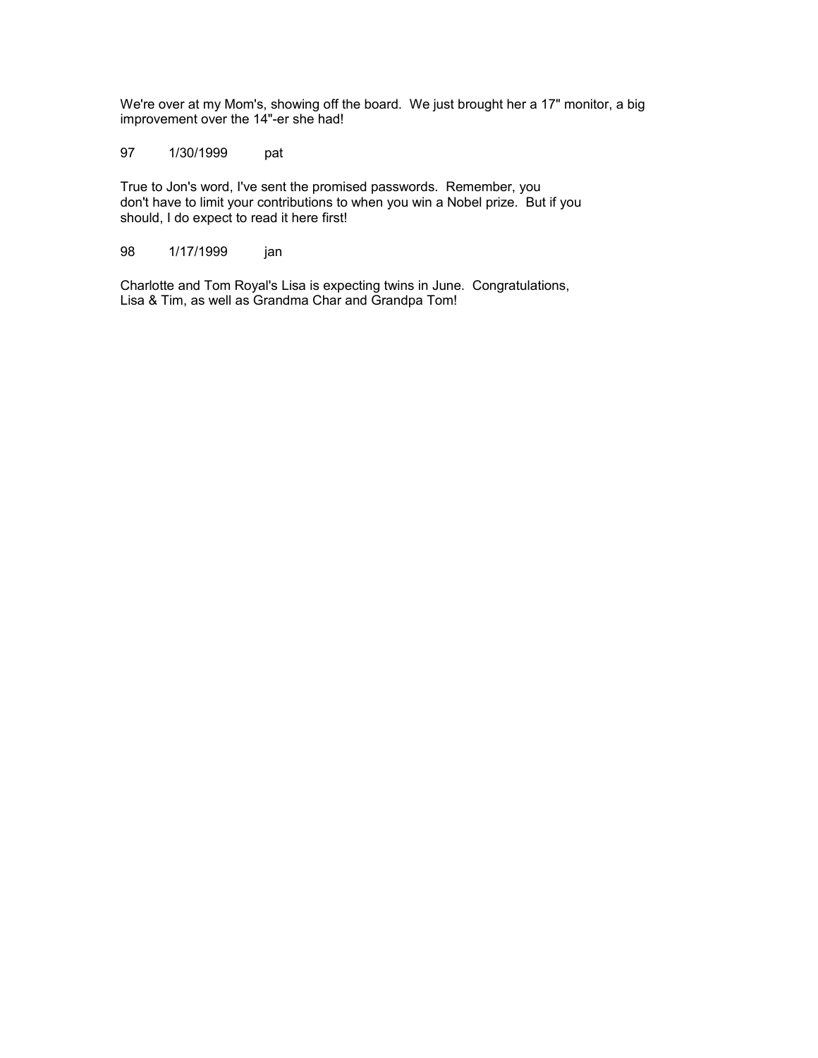We're over at my Mom's, showing off the board. We just brought her a 17" monitor, a big improvement over the 14"-er she had!

97 1/30/1999 pat

True to Jon's word, I've sent the promised passwords. Remember, you don't have to limit your contributions to when you win a Nobel prize. But if you should, I do expect to read it here first!

98 1/17/1999 jan

Charlotte and Tom Royal's Lisa is expecting twins in June. Congratulations, Lisa & Tim, as well as Grandma Char and Grandpa Tom!